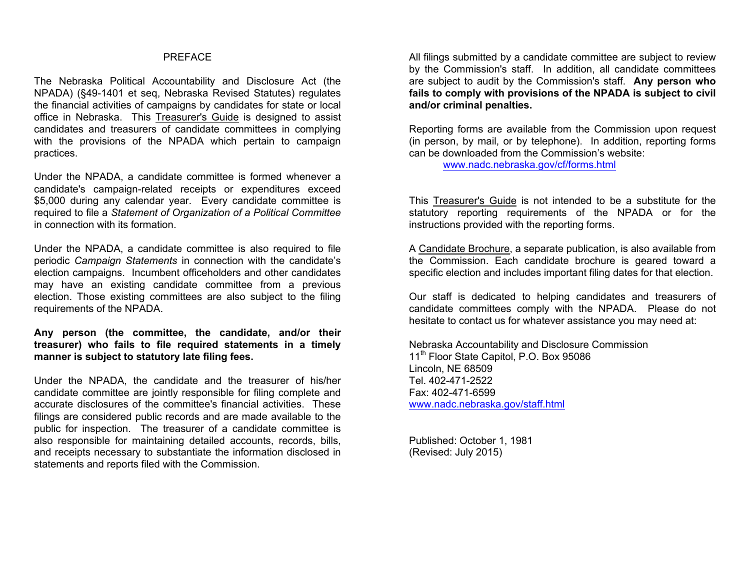# PREFACE

The Nebraska Political Accountability and Disclosure Act (the NPADA) (§49-1401 et seq, Nebraska Revised Statutes) regulates the financial activities of campaigns by candidates for state or local office in Nebraska. This Treasurer's Guide is designed to assist candidates and treasurers of candidate committees in complying with the provisions of the NPADA which pertain to campaign practices.

Under the NPADA, a candidate committee is formed whenever a candidate's campaign-related receipts or expenditures exceed $5,000 during any calendar year. Every candidate committee is required to file a *Statement of Organization of a Political Committee* in connection with its formation.

Under the NPADA, a candidate committee is also required to file periodic *Campaign Statements* in connection with the candidate's election campaigns. Incumbent officeholders and other candidates may have an existing candidate committee from a previous election. Those existing committees are also subject to the filing requirements of the NPADA.

**Any person (the committee, the candidate, and/or their treasurer) who fails to file required statements in a timely manner is subject to statutory late filing fees.**

Under the NPADA, the candidate and the treasurer of his/her candidate committee are jointly responsible for filing complete and accurate disclosures of the committee's financial activities. These filings are considered public records and are made available to the public for inspection. The treasurer of a candidate committee is also responsible for maintaining detailed accounts, records, bills, and receipts necessary to substantiate the information disclosed in statements and reports filed with the Commission.

All filings submitted by a candidate committee are subject to review by the Commission's staff. In addition, all candidate committees are subject to audit by the Commission's staff. **Any person who fails to comply with provisions of the NPADA is subject to civil and/or criminal penalties.**

Reporting forms are available from the Commission upon request (in person, by mail, or by telephone). In addition, reporting forms can be downloaded from the Commission's website:

www.nadc.nebraska.gov/cf/forms.html

This Treasurer's Guide is not intended to be a substitute for the statutory reporting requirements of the NPADA or for the instructions provided with the reporting forms.

A Candidate Brochure, a separate publication, is also available from the Commission. Each candidate brochure is geared toward a specific election and includes important filing dates for that election.

Our staff is dedicated to helping candidates and treasurers of candidate committees comply with the NPADA. Please do not hesitate to contact us for whatever assistance you may need at:

Nebraska Accountability and Disclosure Commission
11th Floor State Capitol, P.O. Box 95086
Lincoln, NE 68509
Tel. 402-471-2522
Fax: 402-471-6599
www.nadc.nebraska.gov/staff.html

Published: October 1, 1981
(Revised: July 2015)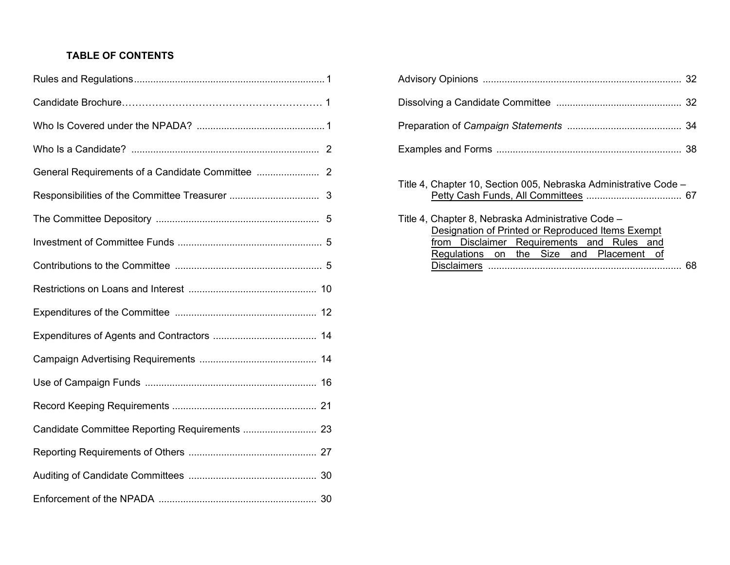## TABLE OF CONTENTS

| | |
|---|---|
| Rules and Regulations | 1 |
| Candidate Brochure | 1 |
| Who Is Covered under the NPADA? | 1 |
| Who Is a Candidate? | 2 |
| General Requirements of a Candidate Committee | 2 |
| Responsibilities of the Committee Treasurer | 3 |
| The Committee Depository | 5 |
| Investment of Committee Funds | 5 |
| Contributions to the Committee | 5 |
| Restrictions on Loans and Interest | 10 |
| Expenditures of the Committee | 12 |
| Expenditures of Agents and Contractors | 14 |
| Campaign Advertising Requirements | 14 |
| Use of Campaign Funds | 16 |
| Record Keeping Requirements | 21 |
| Candidate Committee Reporting Requirements | 23 |
| Reporting Requirements of Others | 27 |
| Auditing of Candidate Committees | 30 |
| Enforcement of the NPADA | 30 |
| Advisory Opinions | 32 |
| Dissolving a Candidate Committee | 32 |
| Preparation of *Campaign Statements* | 34 |
| Examples and Forms | 38 |
| Title 4, Chapter 10, Section 005, Nebraska Administrative Code – Petty Cash Funds, All Committees | 67 |
| Title 4, Chapter 8, Nebraska Administrative Code – Designation of Printed or Reproduced Items Exempt from Disclaimer Requirements and Rules and Regulations on the Size and Placement of Disclaimers | 68 |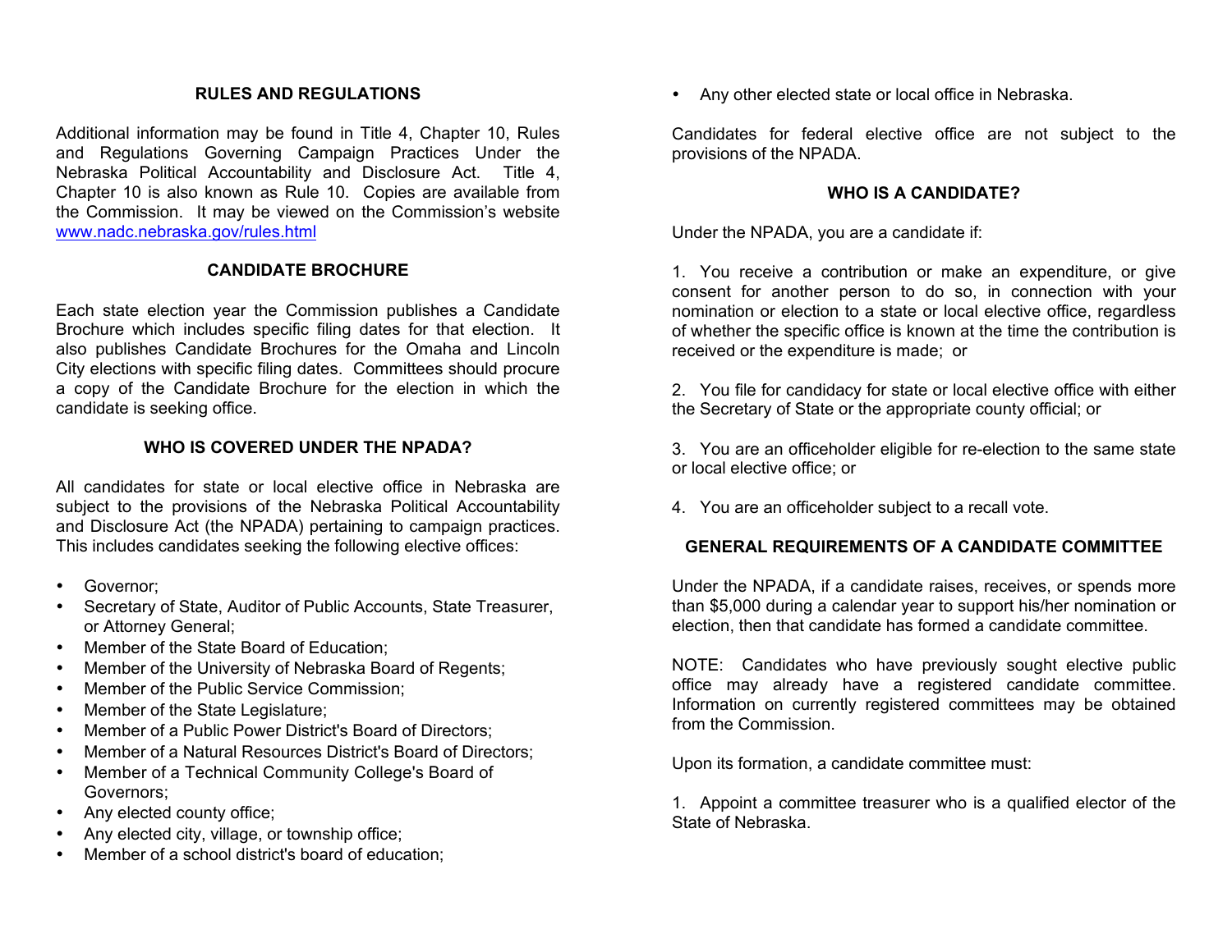## RULES AND REGULATIONS

Additional information may be found in Title 4, Chapter 10, Rules and Regulations Governing Campaign Practices Under the Nebraska Political Accountability and Disclosure Act. Title 4, Chapter 10 is also known as Rule 10. Copies are available from the Commission. It may be viewed on the Commission's website [www.nadc.nebraska.gov/rules.html](www.nadc.nebraska.gov/rules.html)

## CANDIDATE BROCHURE

Each state election year the Commission publishes a Candidate Brochure which includes specific filing dates for that election. It also publishes Candidate Brochures for the Omaha and Lincoln City elections with specific filing dates. Committees should procure a copy of the Candidate Brochure for the election in which the candidate is seeking office.

## WHO IS COVERED UNDER THE NPADA?

All candidates for state or local elective office in Nebraska are subject to the provisions of the Nebraska Political Accountability and Disclosure Act (the NPADA) pertaining to campaign practices. This includes candidates seeking the following elective offices:

- Governor;
- Secretary of State, Auditor of Public Accounts, State Treasurer, or Attorney General;
- Member of the State Board of Education;
- Member of the University of Nebraska Board of Regents;
- Member of the Public Service Commission;
- Member of the State Legislature;
- Member of a Public Power District's Board of Directors;
- Member of a Natural Resources District's Board of Directors;
- Member of a Technical Community College's Board of Governors;
- Any elected county office;
- Any elected city, village, or township office;
- Member of a school district's board of education;
- Any other elected state or local office in Nebraska.

Candidates for federal elective office are not subject to the provisions of the NPADA.

## WHO IS A CANDIDATE?

Under the NPADA, you are a candidate if:

1. You receive a contribution or make an expenditure, or give consent for another person to do so, in connection with your nomination or election to a state or local elective office, regardless of whether the specific office is known at the time the contribution is received or the expenditure is made; or

2. You file for candidacy for state or local elective office with either the Secretary of State or the appropriate county official; or

3. You are an officeholder eligible for re-election to the same state or local elective office; or

4. You are an officeholder subject to a recall vote.

## GENERAL REQUIREMENTS OF A CANDIDATE COMMITTEE

Under the NPADA, if a candidate raises, receives, or spends more than $5,000 during a calendar year to support his/her nomination or election, then that candidate has formed a candidate committee.

NOTE: Candidates who have previously sought elective public office may already have a registered candidate committee. Information on currently registered committees may be obtained from the Commission.

Upon its formation, a candidate committee must:

1. Appoint a committee treasurer who is a qualified elector of the State of Nebraska.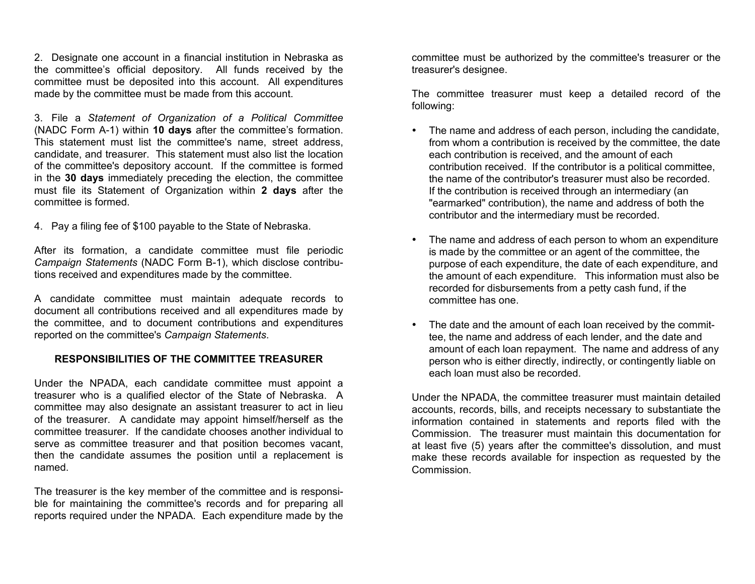2. Designate one account in a financial institution in Nebraska as the committee's official depository. All funds received by the committee must be deposited into this account. All expenditures made by the committee must be made from this account.

3. File a *Statement of Organization of a Political Committee* (NADC Form A-1) within **10 days** after the committee's formation. This statement must list the committee's name, street address, candidate, and treasurer. This statement must also list the location of the committee's depository account. If the committee is formed in the **30 days** immediately preceding the election, the committee must file its Statement of Organization within **2 days** after the committee is formed.

4. Pay a filing fee of $100 payable to the State of Nebraska.

After its formation, a candidate committee must file periodic *Campaign Statements* (NADC Form B-1), which disclose contributions received and expenditures made by the committee.

A candidate committee must maintain adequate records to document all contributions received and all expenditures made by the committee, and to document contributions and expenditures reported on the committee's *Campaign Statements*.

### RESPONSIBILITIES OF THE COMMITTEE TREASURER

Under the NPADA, each candidate committee must appoint a treasurer who is a qualified elector of the State of Nebraska. A committee may also designate an assistant treasurer to act in lieu of the treasurer. A candidate may appoint himself/herself as the committee treasurer. If the candidate chooses another individual to serve as committee treasurer and that position becomes vacant, then the candidate assumes the position until a replacement is named.

The treasurer is the key member of the committee and is responsible for maintaining the committee's records and for preparing all reports required under the NPADA. Each expenditure made by the committee must be authorized by the committee's treasurer or the treasurer's designee.

The committee treasurer must keep a detailed record of the following:

- The name and address of each person, including the candidate, from whom a contribution is received by the committee, the date each contribution is received, and the amount of each contribution received. If the contributor is a political committee, the name of the contributor's treasurer must also be recorded. If the contribution is received through an intermediary (an "earmarked" contribution), the name and address of both the contributor and the intermediary must be recorded.

- The name and address of each person to whom an expenditure is made by the committee or an agent of the committee, the purpose of each expenditure, the date of each expenditure, and the amount of each expenditure. This information must also be recorded for disbursements from a petty cash fund, if the committee has one.

- The date and the amount of each loan received by the committee, the name and address of each lender, and the date and amount of each loan repayment. The name and address of any person who is either directly, indirectly, or contingently liable on each loan must also be recorded.

Under the NPADA, the committee treasurer must maintain detailed accounts, records, bills, and receipts necessary to substantiate the information contained in statements and reports filed with the Commission. The treasurer must maintain this documentation for at least five (5) years after the committee's dissolution, and must make these records available for inspection as requested by the Commission.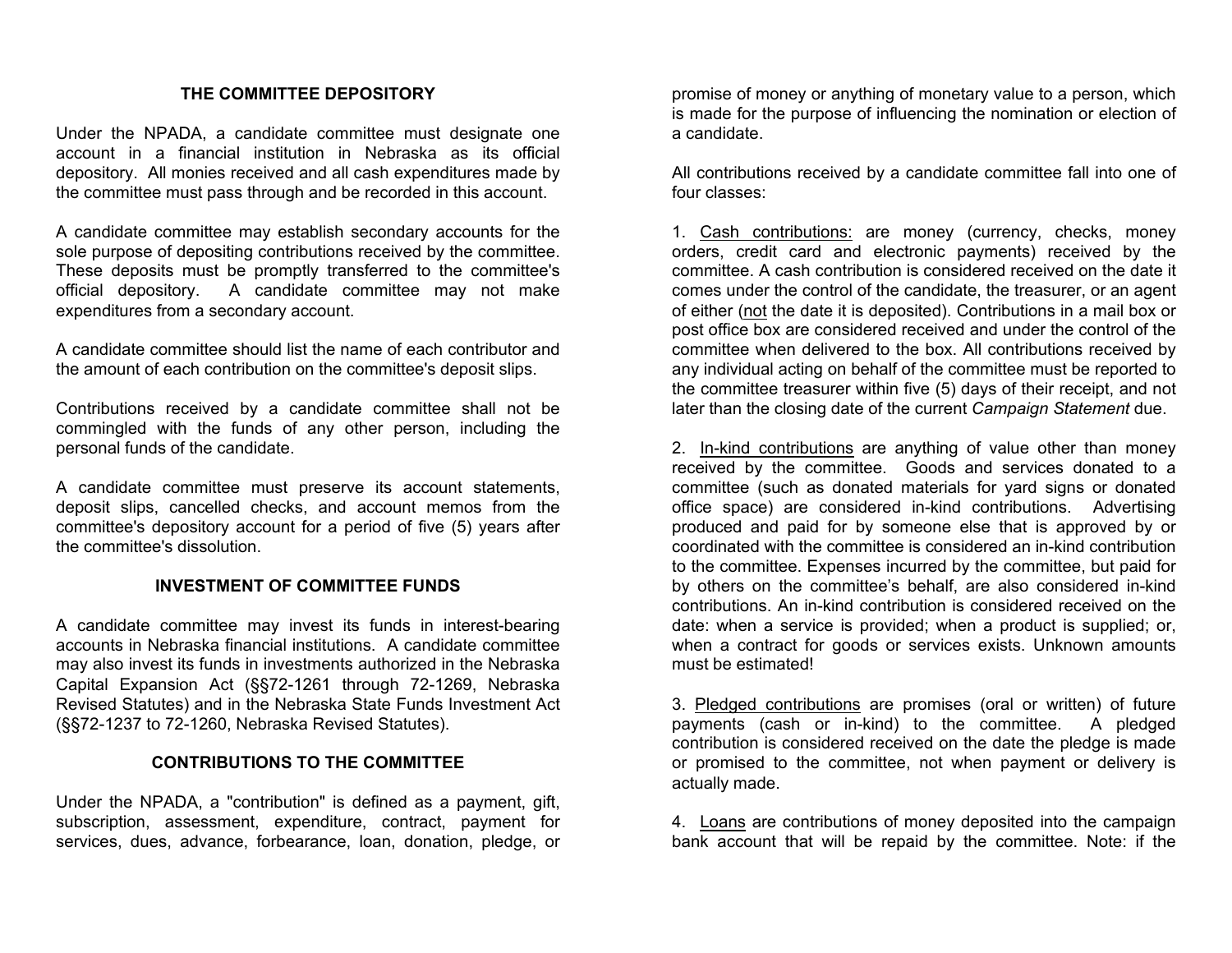## THE COMMITTEE DEPOSITORY

Under the NPADA, a candidate committee must designate one account in a financial institution in Nebraska as its official depository. All monies received and all cash expenditures made by the committee must pass through and be recorded in this account.

A candidate committee may establish secondary accounts for the sole purpose of depositing contributions received by the committee. These deposits must be promptly transferred to the committee's official depository. A candidate committee may not make expenditures from a secondary account.

A candidate committee should list the name of each contributor and the amount of each contribution on the committee's deposit slips.

Contributions received by a candidate committee shall not be commingled with the funds of any other person, including the personal funds of the candidate.

A candidate committee must preserve its account statements, deposit slips, cancelled checks, and account memos from the committee's depository account for a period of five (5) years after the committee's dissolution.

## INVESTMENT OF COMMITTEE FUNDS

A candidate committee may invest its funds in interest-bearing accounts in Nebraska financial institutions. A candidate committee may also invest its funds in investments authorized in the Nebraska Capital Expansion Act (§§72-1261 through 72-1269, Nebraska Revised Statutes) and in the Nebraska State Funds Investment Act (§§72-1237 to 72-1260, Nebraska Revised Statutes).

## CONTRIBUTIONS TO THE COMMITTEE

Under the NPADA, a "contribution" is defined as a payment, gift, subscription, assessment, expenditure, contract, payment for services, dues, advance, forbearance, loan, donation, pledge, or promise of money or anything of monetary value to a person, which is made for the purpose of influencing the nomination or election of a candidate.

All contributions received by a candidate committee fall into one of four classes:

1. Cash contributions: are money (currency, checks, money orders, credit card and electronic payments) received by the committee. A cash contribution is considered received on the date it comes under the control of the candidate, the treasurer, or an agent of either (not the date it is deposited). Contributions in a mail box or post office box are considered received and under the control of the committee when delivered to the box. All contributions received by any individual acting on behalf of the committee must be reported to the committee treasurer within five (5) days of their receipt, and not later than the closing date of the current *Campaign Statement* due.

2. In-kind contributions are anything of value other than money received by the committee. Goods and services donated to a committee (such as donated materials for yard signs or donated office space) are considered in-kind contributions. Advertising produced and paid for by someone else that is approved by or coordinated with the committee is considered an in-kind contribution to the committee. Expenses incurred by the committee, but paid for by others on the committee's behalf, are also considered in-kind contributions. An in-kind contribution is considered received on the date: when a service is provided; when a product is supplied; or, when a contract for goods or services exists. Unknown amounts must be estimated!

3. Pledged contributions are promises (oral or written) of future payments (cash or in-kind) to the committee. A pledged contribution is considered received on the date the pledge is made or promised to the committee, not when payment or delivery is actually made.

4. Loans are contributions of money deposited into the campaign bank account that will be repaid by the committee. Note: if the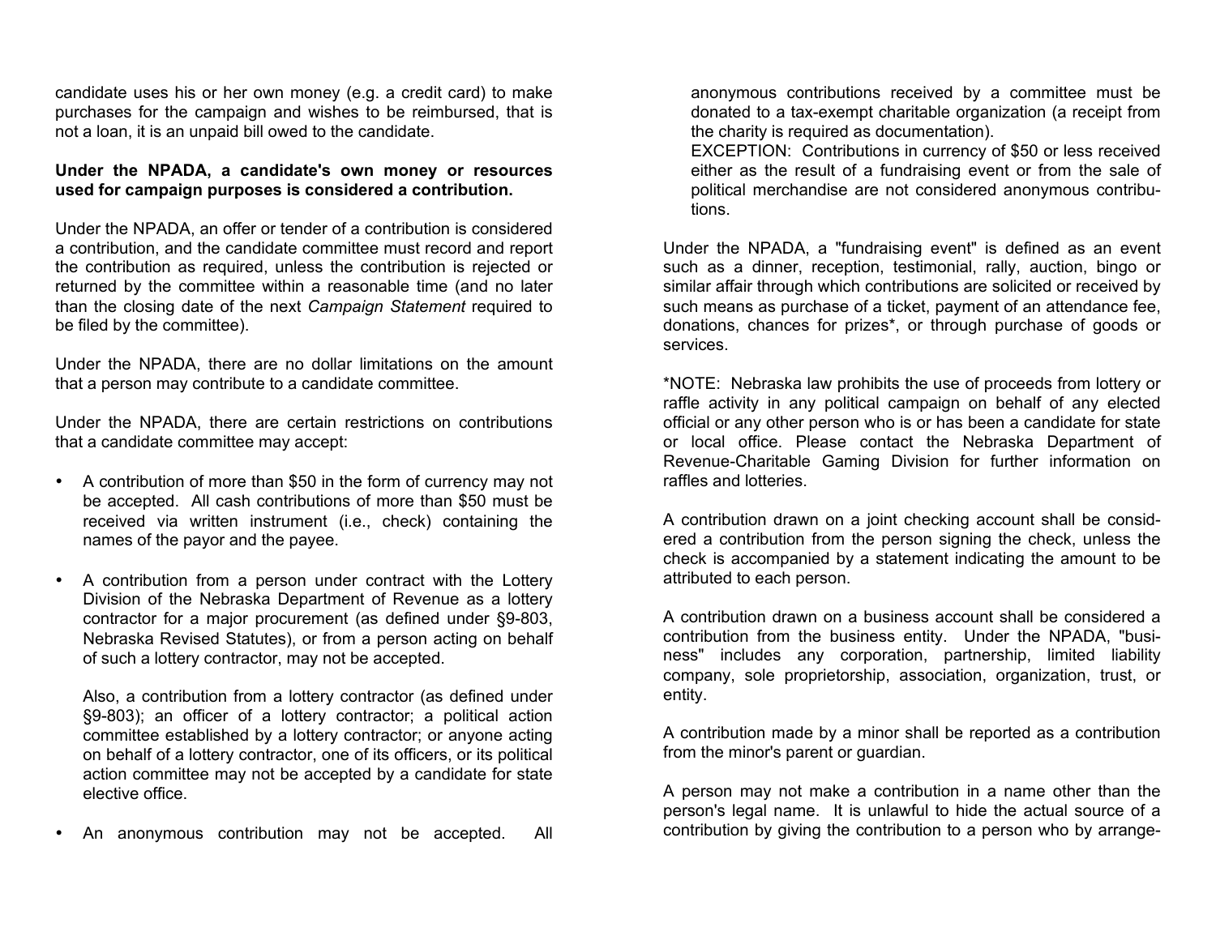candidate uses his or her own money (e.g. a credit card) to make purchases for the campaign and wishes to be reimbursed, that is not a loan, it is an unpaid bill owed to the candidate.

**Under the NPADA, a candidate's own money or resources used for campaign purposes is considered a contribution.**

Under the NPADA, an offer or tender of a contribution is considered a contribution, and the candidate committee must record and report the contribution as required, unless the contribution is rejected or returned by the committee within a reasonable time (and no later than the closing date of the next *Campaign Statement* required to be filed by the committee).

Under the NPADA, there are no dollar limitations on the amount that a person may contribute to a candidate committee.

Under the NPADA, there are certain restrictions on contributions that a candidate committee may accept:

- A contribution of more than $50 in the form of currency may not be accepted. All cash contributions of more than $50 must be received via written instrument (i.e., check) containing the names of the payor and the payee.

- A contribution from a person under contract with the Lottery Division of the Nebraska Department of Revenue as a lottery contractor for a major procurement (as defined under §9-803, Nebraska Revised Statutes), or from a person acting on behalf of such a lottery contractor, may not be accepted.

  Also, a contribution from a lottery contractor (as defined under §9-803); an officer of a lottery contractor; a political action committee established by a lottery contractor; or anyone acting on behalf of a lottery contractor, one of its officers, or its political action committee may not be accepted by a candidate for state elective office.

- An anonymous contribution may not be accepted. All anonymous contributions received by a committee must be donated to a tax-exempt charitable organization (a receipt from the charity is required as documentation).
  EXCEPTION: Contributions in currency of $50 or less received either as the result of a fundraising event or from the sale of political merchandise are not considered anonymous contributions.

Under the NPADA, a "fundraising event" is defined as an event such as a dinner, reception, testimonial, rally, auction, bingo or similar affair through which contributions are solicited or received by such means as purchase of a ticket, payment of an attendance fee, donations, chances for prizes*, or through purchase of goods or services.

*NOTE: Nebraska law prohibits the use of proceeds from lottery or raffle activity in any political campaign on behalf of any elected official or any other person who is or has been a candidate for state or local office. Please contact the Nebraska Department of Revenue-Charitable Gaming Division for further information on raffles and lotteries.

A contribution drawn on a joint checking account shall be considered a contribution from the person signing the check, unless the check is accompanied by a statement indicating the amount to be attributed to each person.

A contribution drawn on a business account shall be considered a contribution from the business entity. Under the NPADA, "business" includes any corporation, partnership, limited liability company, sole proprietorship, association, organization, trust, or entity.

A contribution made by a minor shall be reported as a contribution from the minor's parent or guardian.

A person may not make a contribution in a name other than the person's legal name. It is unlawful to hide the actual source of a contribution by giving the contribution to a person who by arrange-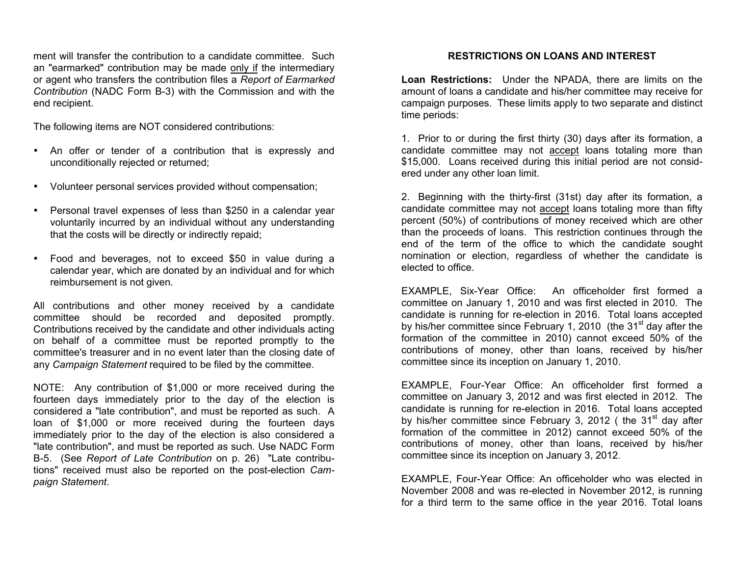ment will transfer the contribution to a candidate committee. Such an "earmarked" contribution may be made only if the intermediary or agent who transfers the contribution files a *Report of Earmarked Contribution* (NADC Form B-3) with the Commission and with the end recipient.

The following items are NOT considered contributions:

- An offer or tender of a contribution that is expressly and unconditionally rejected or returned;
- Volunteer personal services provided without compensation;
- Personal travel expenses of less than $250 in a calendar year voluntarily incurred by an individual without any understanding that the costs will be directly or indirectly repaid;
- Food and beverages, not to exceed $50 in value during a calendar year, which are donated by an individual and for which reimbursement is not given.

All contributions and other money received by a candidate committee should be recorded and deposited promptly. Contributions received by the candidate and other individuals acting on behalf of a committee must be reported promptly to the committee's treasurer and in no event later than the closing date of any *Campaign Statement* required to be filed by the committee.

NOTE: Any contribution of $1,000 or more received during the fourteen days immediately prior to the day of the election is considered a "late contribution", and must be reported as such. A loan of $1,000 or more received during the fourteen days immediately prior to the day of the election is also considered a "late contribution", and must be reported as such. Use NADC Form B-5. (See *Report of Late Contribution* on p. 26) "Late contributions" received must also be reported on the post-election *Campaign Statement*.

## RESTRICTIONS ON LOANS AND INTEREST

**Loan Restrictions:** Under the NPADA, there are limits on the amount of loans a candidate and his/her committee may receive for campaign purposes. These limits apply to two separate and distinct time periods:

1. Prior to or during the first thirty (30) days after its formation, a candidate committee may not accept loans totaling more than $15,000. Loans received during this initial period are not considered under any other loan limit.

2. Beginning with the thirty-first (31st) day after its formation, a candidate committee may not accept loans totaling more than fifty percent (50%) of contributions of money received which are other than the proceeds of loans. This restriction continues through the end of the term of the office to which the candidate sought nomination or election, regardless of whether the candidate is elected to office.

EXAMPLE, Six-Year Office: An officeholder first formed a committee on January 1, 2010 and was first elected in 2010. The candidate is running for re-election in 2016. Total loans accepted by his/her committee since February 1, 2010 (the 31st day after the formation of the committee in 2010) cannot exceed 50% of the contributions of money, other than loans, received by his/her committee since its inception on January 1, 2010.

EXAMPLE, Four-Year Office: An officeholder first formed a committee on January 3, 2012 and was first elected in 2012. The candidate is running for re-election in 2016. Total loans accepted by his/her committee since February 3, 2012 ( the 31st day after formation of the committee in 2012) cannot exceed 50% of the contributions of money, other than loans, received by his/her committee since its inception on January 3, 2012.

EXAMPLE, Four-Year Office: An officeholder who was elected in November 2008 and was re-elected in November 2012, is running for a third term to the same office in the year 2016. Total loans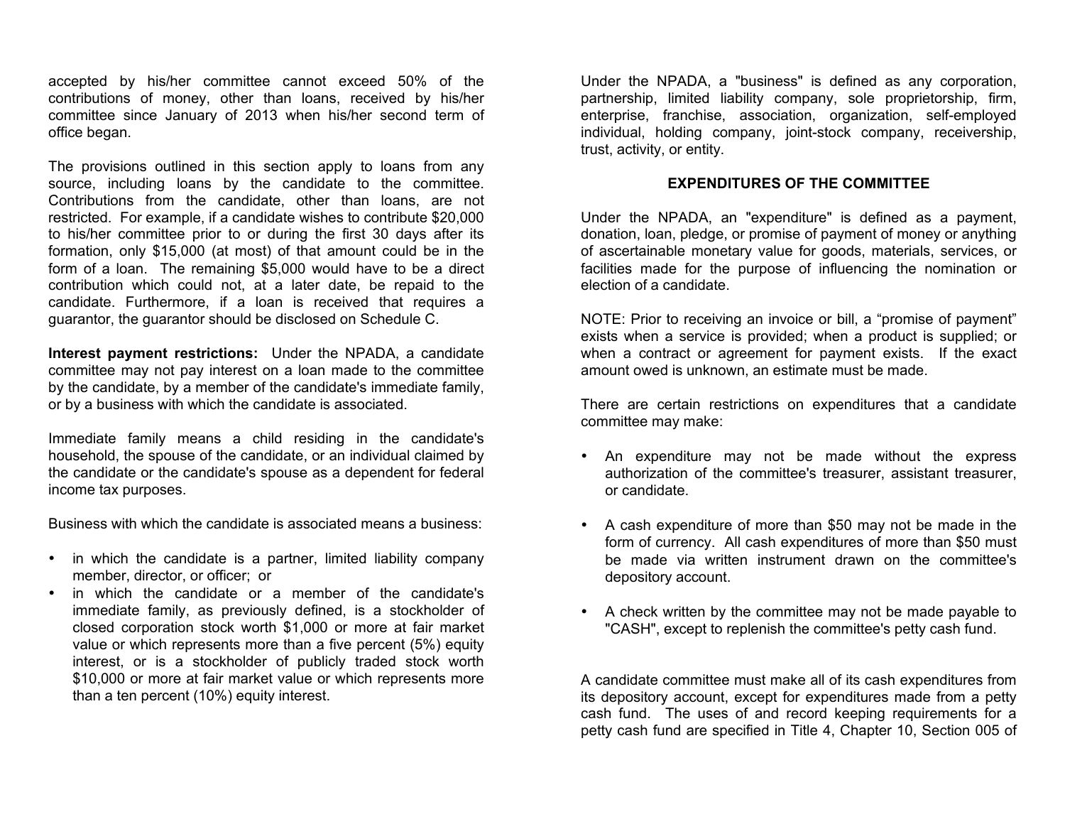accepted by his/her committee cannot exceed 50% of the contributions of money, other than loans, received by his/her committee since January of 2013 when his/her second term of office began.

The provisions outlined in this section apply to loans from any source, including loans by the candidate to the committee. Contributions from the candidate, other than loans, are not restricted. For example, if a candidate wishes to contribute $20,000 to his/her committee prior to or during the first 30 days after its formation, only $15,000 (at most) of that amount could be in the form of a loan. The remaining $5,000 would have to be a direct contribution which could not, at a later date, be repaid to the candidate. Furthermore, if a loan is received that requires a guarantor, the guarantor should be disclosed on Schedule C.

**Interest payment restrictions:** Under the NPADA, a candidate committee may not pay interest on a loan made to the committee by the candidate, by a member of the candidate's immediate family, or by a business with which the candidate is associated.

Immediate family means a child residing in the candidate's household, the spouse of the candidate, or an individual claimed by the candidate or the candidate's spouse as a dependent for federal income tax purposes.

Business with which the candidate is associated means a business:

- in which the candidate is a partner, limited liability company member, director, or officer; or
- in which the candidate or a member of the candidate's immediate family, as previously defined, is a stockholder of closed corporation stock worth $1,000 or more at fair market value or which represents more than a five percent (5%) equity interest, or is a stockholder of publicly traded stock worth $10,000 or more at fair market value or which represents more than a ten percent (10%) equity interest.

Under the NPADA, a "business" is defined as any corporation, partnership, limited liability company, sole proprietorship, firm, enterprise, franchise, association, organization, self-employed individual, holding company, joint-stock company, receivership, trust, activity, or entity.

## EXPENDITURES OF THE COMMITTEE

Under the NPADA, an "expenditure" is defined as a payment, donation, loan, pledge, or promise of payment of money or anything of ascertainable monetary value for goods, materials, services, or facilities made for the purpose of influencing the nomination or election of a candidate.

NOTE: Prior to receiving an invoice or bill, a "promise of payment" exists when a service is provided; when a product is supplied; or when a contract or agreement for payment exists. If the exact amount owed is unknown, an estimate must be made.

There are certain restrictions on expenditures that a candidate committee may make:

- An expenditure may not be made without the express authorization of the committee's treasurer, assistant treasurer, or candidate.
- A cash expenditure of more than $50 may not be made in the form of currency. All cash expenditures of more than $50 must be made via written instrument drawn on the committee's depository account.
- A check written by the committee may not be made payable to "CASH", except to replenish the committee's petty cash fund.

A candidate committee must make all of its cash expenditures from its depository account, except for expenditures made from a petty cash fund. The uses of and record keeping requirements for a petty cash fund are specified in Title 4, Chapter 10, Section 005 of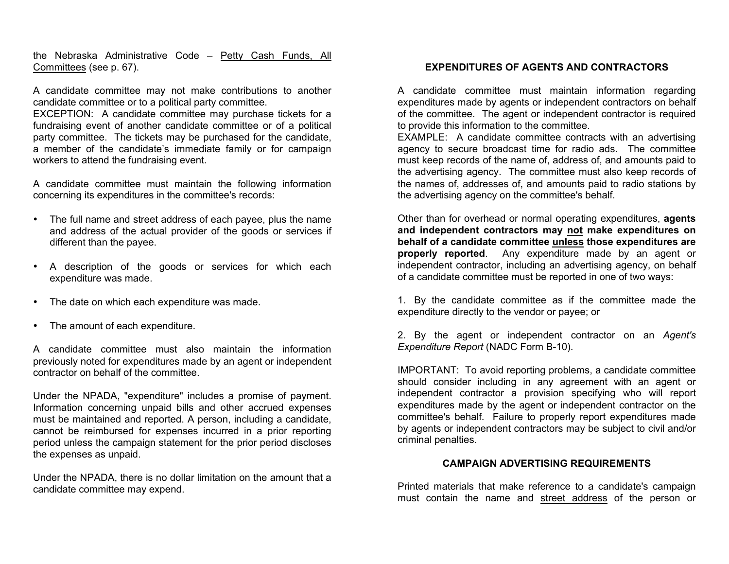the Nebraska Administrative Code – Petty Cash Funds, All Committees (see p. 67).

A candidate committee may not make contributions to another candidate committee or to a political party committee.
EXCEPTION: A candidate committee may purchase tickets for a fundraising event of another candidate committee or of a political party committee. The tickets may be purchased for the candidate, a member of the candidate's immediate family or for campaign workers to attend the fundraising event.

A candidate committee must maintain the following information concerning its expenditures in the committee's records:

- The full name and street address of each payee, plus the name and address of the actual provider of the goods or services if different than the payee.
- A description of the goods or services for which each expenditure was made.
- The date on which each expenditure was made.
- The amount of each expenditure.

A candidate committee must also maintain the information previously noted for expenditures made by an agent or independent contractor on behalf of the committee.

Under the NPADA, "expenditure" includes a promise of payment. Information concerning unpaid bills and other accrued expenses must be maintained and reported. A person, including a candidate, cannot be reimbursed for expenses incurred in a prior reporting period unless the campaign statement for the prior period discloses the expenses as unpaid.

Under the NPADA, there is no dollar limitation on the amount that a candidate committee may expend.

## EXPENDITURES OF AGENTS AND CONTRACTORS

A candidate committee must maintain information regarding expenditures made by agents or independent contractors on behalf of the committee. The agent or independent contractor is required to provide this information to the committee.
EXAMPLE: A candidate committee contracts with an advertising agency to secure broadcast time for radio ads. The committee must keep records of the name of, address of, and amounts paid to the advertising agency. The committee must also keep records of the names of, addresses of, and amounts paid to radio stations by the advertising agency on the committee's behalf.

Other than for overhead or normal operating expenditures, **agents and independent contractors may not make expenditures on behalf of a candidate committee unless those expenditures are properly reported**. Any expenditure made by an agent or independent contractor, including an advertising agency, on behalf of a candidate committee must be reported in one of two ways:

1. By the candidate committee as if the committee made the expenditure directly to the vendor or payee; or

2. By the agent or independent contractor on an *Agent's Expenditure Report* (NADC Form B-10).

IMPORTANT: To avoid reporting problems, a candidate committee should consider including in any agreement with an agent or independent contractor a provision specifying who will report expenditures made by the agent or independent contractor on the committee's behalf. Failure to properly report expenditures made by agents or independent contractors may be subject to civil and/or criminal penalties.

## CAMPAIGN ADVERTISING REQUIREMENTS

Printed materials that make reference to a candidate's campaign must contain the name and street address of the person or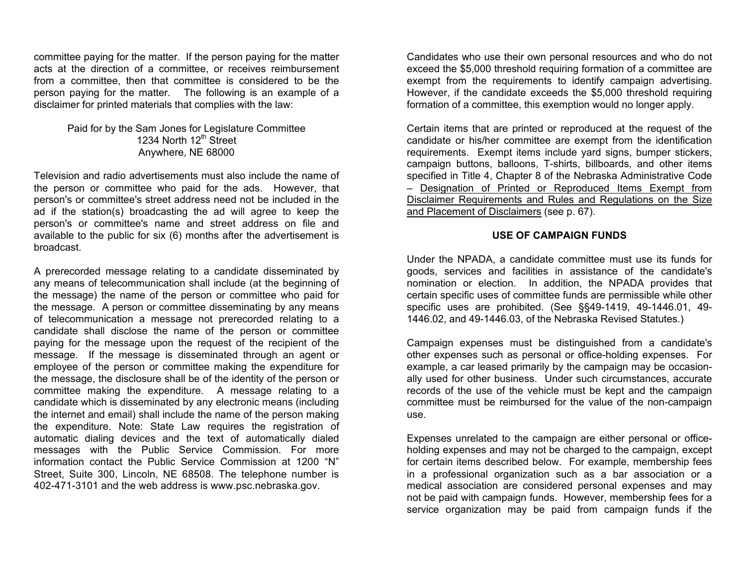committee paying for the matter. If the person paying for the matter acts at the direction of a committee, or receives reimbursement from a committee, then that committee is considered to be the person paying for the matter. The following is an example of a disclaimer for printed materials that complies with the law:

Paid for by the Sam Jones for Legislature Committee
1234 North 12th Street
Anywhere, NE 68000

Television and radio advertisements must also include the name of the person or committee who paid for the ads. However, that person's or committee's street address need not be included in the ad if the station(s) broadcasting the ad will agree to keep the person's or committee's name and street address on file and available to the public for six (6) months after the advertisement is broadcast.

A prerecorded message relating to a candidate disseminated by any means of telecommunication shall include (at the beginning of the message) the name of the person or committee who paid for the message. A person or committee disseminating by any means of telecommunication a message not prerecorded relating to a candidate shall disclose the name of the person or committee paying for the message upon the request of the recipient of the message. If the message is disseminated through an agent or employee of the person or committee making the expenditure for the message, the disclosure shall be of the identity of the person or committee making the expenditure. A message relating to a candidate which is disseminated by any electronic means (including the internet and email) shall include the name of the person making the expenditure. Note: State Law requires the registration of automatic dialing devices and the text of automatically dialed messages with the Public Service Commission. For more information contact the Public Service Commission at 1200 "N" Street, Suite 300, Lincoln, NE 68508. The telephone number is 402-471-3101 and the web address is www.psc.nebraska.gov.

Candidates who use their own personal resources and who do not exceed the $5,000 threshold requiring formation of a committee are exempt from the requirements to identify campaign advertising. However, if the candidate exceeds the $5,000 threshold requiring formation of a committee, this exemption would no longer apply.

Certain items that are printed or reproduced at the request of the candidate or his/her committee are exempt from the identification requirements. Exempt items include yard signs, bumper stickers, campaign buttons, balloons, T-shirts, billboards, and other items specified in Title 4, Chapter 8 of the Nebraska Administrative Code – Designation of Printed or Reproduced Items Exempt from Disclaimer Requirements and Rules and Regulations on the Size and Placement of Disclaimers (see p. 67).

## USE OF CAMPAIGN FUNDS

Under the NPADA, a candidate committee must use its funds for goods, services and facilities in assistance of the candidate's nomination or election. In addition, the NPADA provides that certain specific uses of committee funds are permissible while other specific uses are prohibited. (See §§49-1419, 49-1446.01, 49-1446.02, and 49-1446.03, of the Nebraska Revised Statutes.)

Campaign expenses must be distinguished from a candidate's other expenses such as personal or office-holding expenses. For example, a car leased primarily by the campaign may be occasionally used for other business. Under such circumstances, accurate records of the use of the vehicle must be kept and the campaign committee must be reimbursed for the value of the non-campaign use.

Expenses unrelated to the campaign are either personal or office-holding expenses and may not be charged to the campaign, except for certain items described below. For example, membership fees in a professional organization such as a bar association or a medical association are considered personal expenses and may not be paid with campaign funds. However, membership fees for a service organization may be paid from campaign funds if the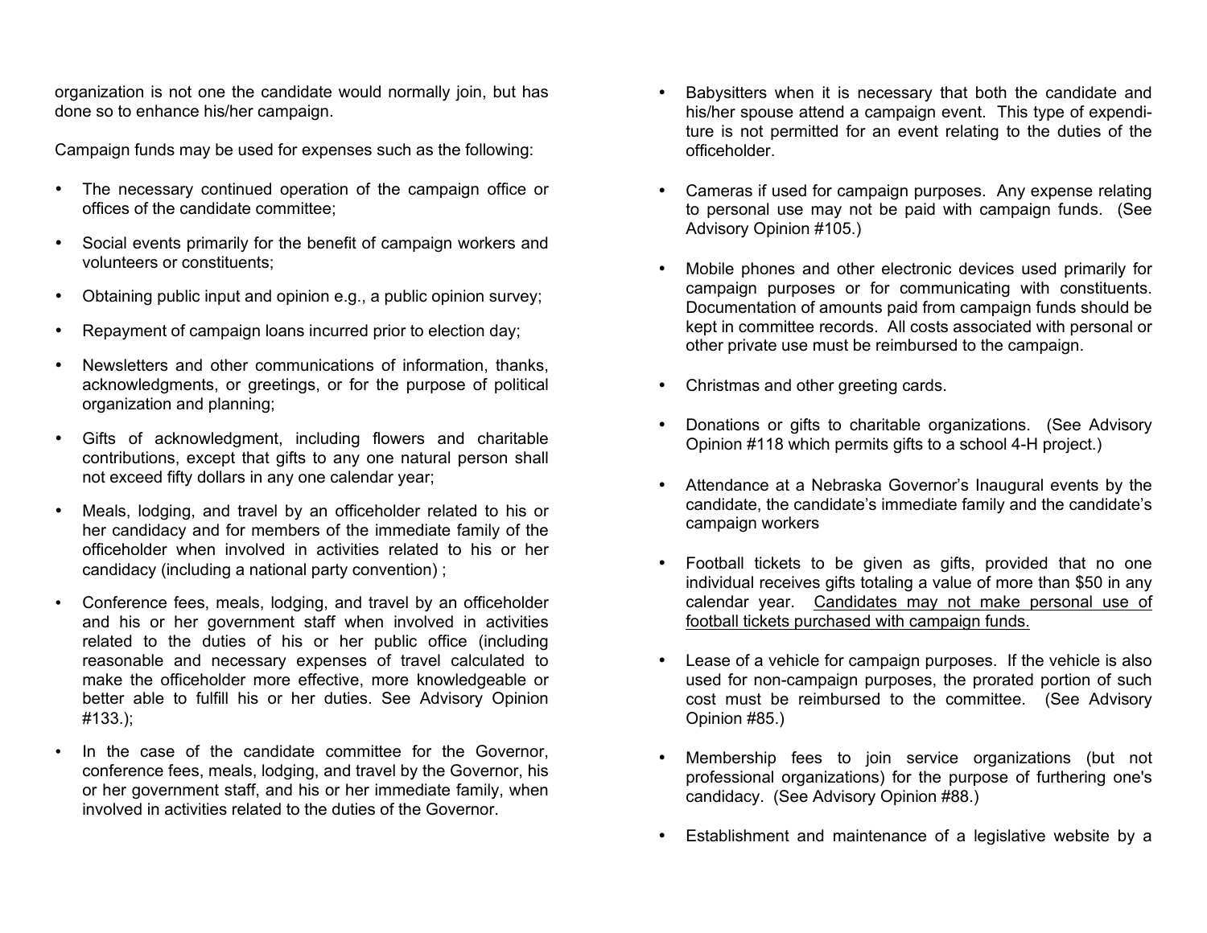organization is not one the candidate would normally join, but has done so to enhance his/her campaign.

Campaign funds may be used for expenses such as the following:

- The necessary continued operation of the campaign office or offices of the candidate committee;
- Social events primarily for the benefit of campaign workers and volunteers or constituents;
- Obtaining public input and opinion e.g., a public opinion survey;
- Repayment of campaign loans incurred prior to election day;
- Newsletters and other communications of information, thanks, acknowledgments, or greetings, or for the purpose of political organization and planning;
- Gifts of acknowledgment, including flowers and charitable contributions, except that gifts to any one natural person shall not exceed fifty dollars in any one calendar year;
- Meals, lodging, and travel by an officeholder related to his or her candidacy and for members of the immediate family of the officeholder when involved in activities related to his or her candidacy (including a national party convention) ;
- Conference fees, meals, lodging, and travel by an officeholder and his or her government staff when involved in activities related to the duties of his or her public office (including reasonable and necessary expenses of travel calculated to make the officeholder more effective, more knowledgeable or better able to fulfill his or her duties. See Advisory Opinion #133.);
- In the case of the candidate committee for the Governor, conference fees, meals, lodging, and travel by the Governor, his or her government staff, and his or her immediate family, when involved in activities related to the duties of the Governor.
- Babysitters when it is necessary that both the candidate and his/her spouse attend a campaign event. This type of expenditure is not permitted for an event relating to the duties of the officeholder.
- Cameras if used for campaign purposes. Any expense relating to personal use may not be paid with campaign funds. (See Advisory Opinion #105.)
- Mobile phones and other electronic devices used primarily for campaign purposes or for communicating with constituents. Documentation of amounts paid from campaign funds should be kept in committee records. All costs associated with personal or other private use must be reimbursed to the campaign.
- Christmas and other greeting cards.
- Donations or gifts to charitable organizations. (See Advisory Opinion #118 which permits gifts to a school 4-H project.)
- Attendance at a Nebraska Governor's Inaugural events by the candidate, the candidate's immediate family and the candidate's campaign workers
- Football tickets to be given as gifts, provided that no one individual receives gifts totaling a value of more than $50 in any calendar year. Candidates may not make personal use of football tickets purchased with campaign funds.
- Lease of a vehicle for campaign purposes. If the vehicle is also used for non-campaign purposes, the prorated portion of such cost must be reimbursed to the committee. (See Advisory Opinion #85.)
- Membership fees to join service organizations (but not professional organizations) for the purpose of furthering one's candidacy. (See Advisory Opinion #88.)
- Establishment and maintenance of a legislative website by a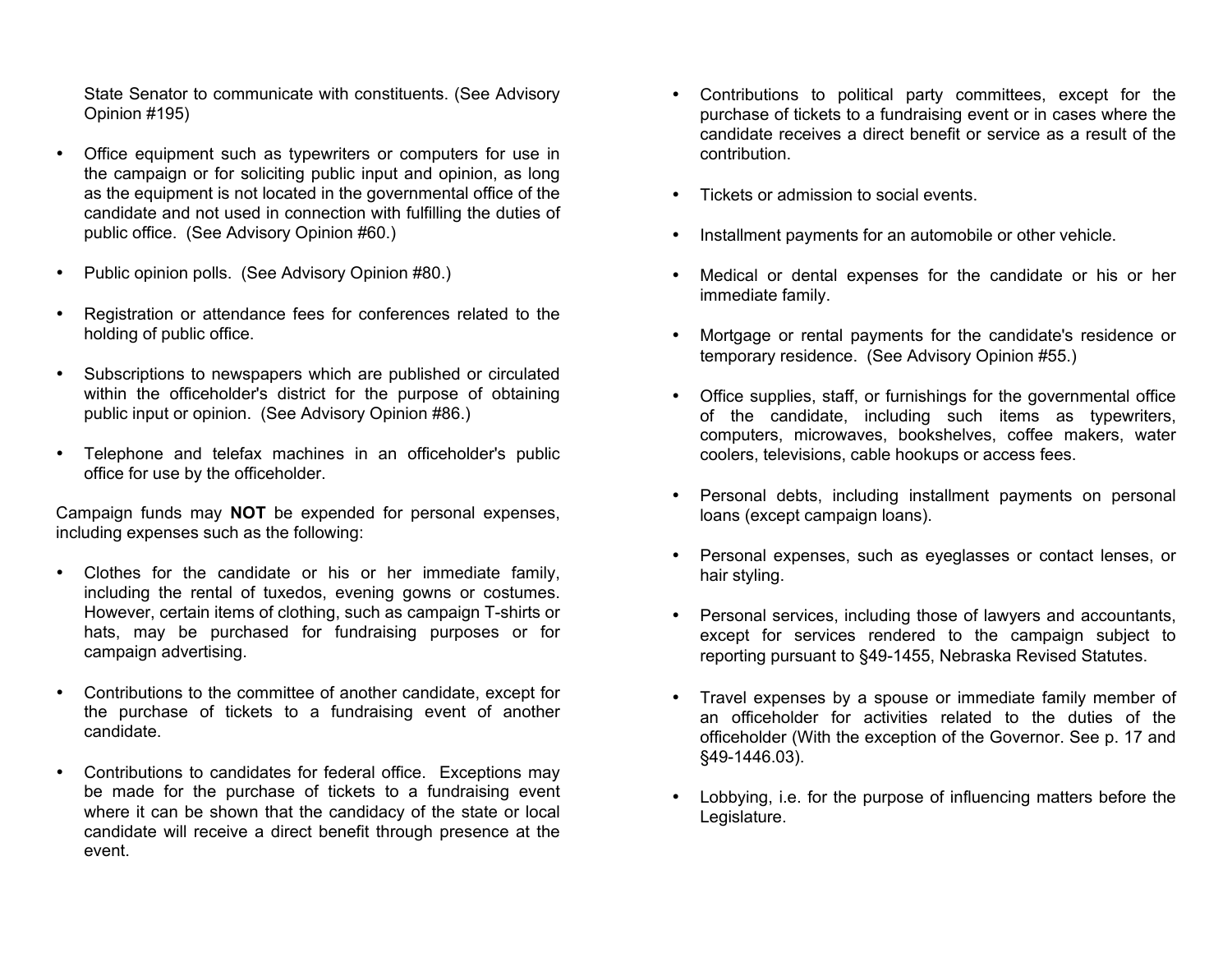State Senator to communicate with constituents. (See Advisory Opinion #195)

- Office equipment such as typewriters or computers for use in the campaign or for soliciting public input and opinion, as long as the equipment is not located in the governmental office of the candidate and not used in connection with fulfilling the duties of public office. (See Advisory Opinion #60.)

- Public opinion polls. (See Advisory Opinion #80.)

- Registration or attendance fees for conferences related to the holding of public office.

- Subscriptions to newspapers which are published or circulated within the officeholder's district for the purpose of obtaining public input or opinion. (See Advisory Opinion #86.)

- Telephone and telefax machines in an officeholder's public office for use by the officeholder.

Campaign funds may **NOT** be expended for personal expenses, including expenses such as the following:

- Clothes for the candidate or his or her immediate family, including the rental of tuxedos, evening gowns or costumes. However, certain items of clothing, such as campaign T-shirts or hats, may be purchased for fundraising purposes or for campaign advertising.

- Contributions to the committee of another candidate, except for the purchase of tickets to a fundraising event of another candidate.

- Contributions to candidates for federal office. Exceptions may be made for the purchase of tickets to a fundraising event where it can be shown that the candidacy of the state or local candidate will receive a direct benefit through presence at the event.

- Contributions to political party committees, except for the purchase of tickets to a fundraising event or in cases where the candidate receives a direct benefit or service as a result of the contribution.

- Tickets or admission to social events.

- Installment payments for an automobile or other vehicle.

- Medical or dental expenses for the candidate or his or her immediate family.

- Mortgage or rental payments for the candidate's residence or temporary residence. (See Advisory Opinion #55.)

- Office supplies, staff, or furnishings for the governmental office of the candidate, including such items as typewriters, computers, microwaves, bookshelves, coffee makers, water coolers, televisions, cable hookups or access fees.

- Personal debts, including installment payments on personal loans (except campaign loans).

- Personal expenses, such as eyeglasses or contact lenses, or hair styling.

- Personal services, including those of lawyers and accountants, except for services rendered to the campaign subject to reporting pursuant to §49-1455, Nebraska Revised Statutes.

- Travel expenses by a spouse or immediate family member of an officeholder for activities related to the duties of the officeholder (With the exception of the Governor. See p. 17 and §49-1446.03).

- Lobbying, i.e. for the purpose of influencing matters before the Legislature.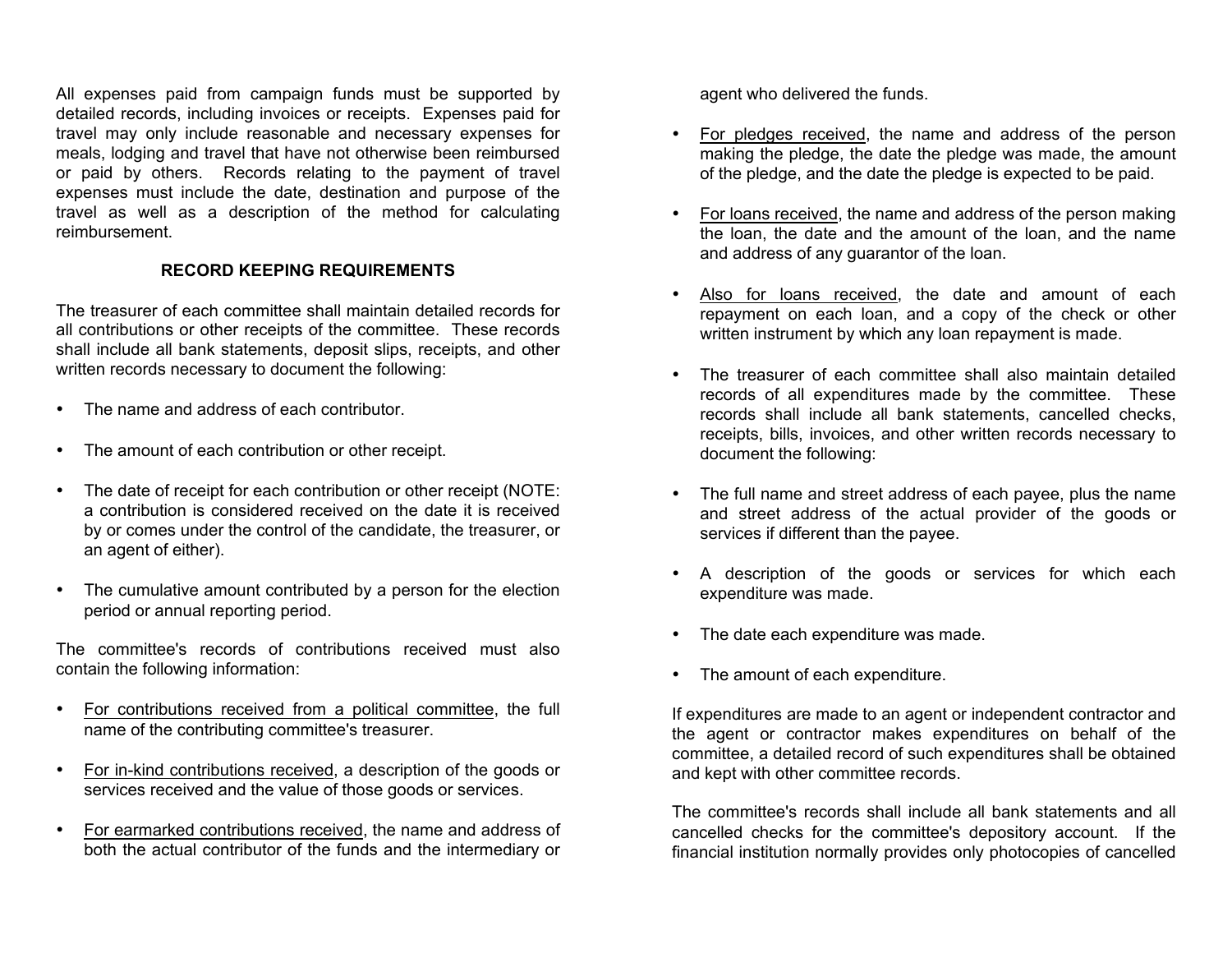All expenses paid from campaign funds must be supported by detailed records, including invoices or receipts. Expenses paid for travel may only include reasonable and necessary expenses for meals, lodging and travel that have not otherwise been reimbursed or paid by others. Records relating to the payment of travel expenses must include the date, destination and purpose of the travel as well as a description of the method for calculating reimbursement.

## RECORD KEEPING REQUIREMENTS

The treasurer of each committee shall maintain detailed records for all contributions or other receipts of the committee. These records shall include all bank statements, deposit slips, receipts, and other written records necessary to document the following:

- The name and address of each contributor.
- The amount of each contribution or other receipt.
- The date of receipt for each contribution or other receipt (NOTE: a contribution is considered received on the date it is received by or comes under the control of the candidate, the treasurer, or an agent of either).
- The cumulative amount contributed by a person for the election period or annual reporting period.

The committee's records of contributions received must also contain the following information:

- <u>For contributions received from a political committee</u>, the full name of the contributing committee's treasurer.
- <u>For in-kind contributions received</u>, a description of the goods or services received and the value of those goods or services.
- <u>For earmarked contributions received</u>, the name and address of both the actual contributor of the funds and the intermediary or agent who delivered the funds.
- <u>For pledges received</u>, the name and address of the person making the pledge, the date the pledge was made, the amount of the pledge, and the date the pledge is expected to be paid.
- <u>For loans received</u>, the name and address of the person making the loan, the date and the amount of the loan, and the name and address of any guarantor of the loan.
- <u>Also for loans received</u>, the date and amount of each repayment on each loan, and a copy of the check or other written instrument by which any loan repayment is made.
- The treasurer of each committee shall also maintain detailed records of all expenditures made by the committee. These records shall include all bank statements, cancelled checks, receipts, bills, invoices, and other written records necessary to document the following:
- The full name and street address of each payee, plus the name and street address of the actual provider of the goods or services if different than the payee.
- A description of the goods or services for which each expenditure was made.
- The date each expenditure was made.
- The amount of each expenditure.

If expenditures are made to an agent or independent contractor and the agent or contractor makes expenditures on behalf of the committee, a detailed record of such expenditures shall be obtained and kept with other committee records.

The committee's records shall include all bank statements and all cancelled checks for the committee's depository account. If the financial institution normally provides only photocopies of cancelled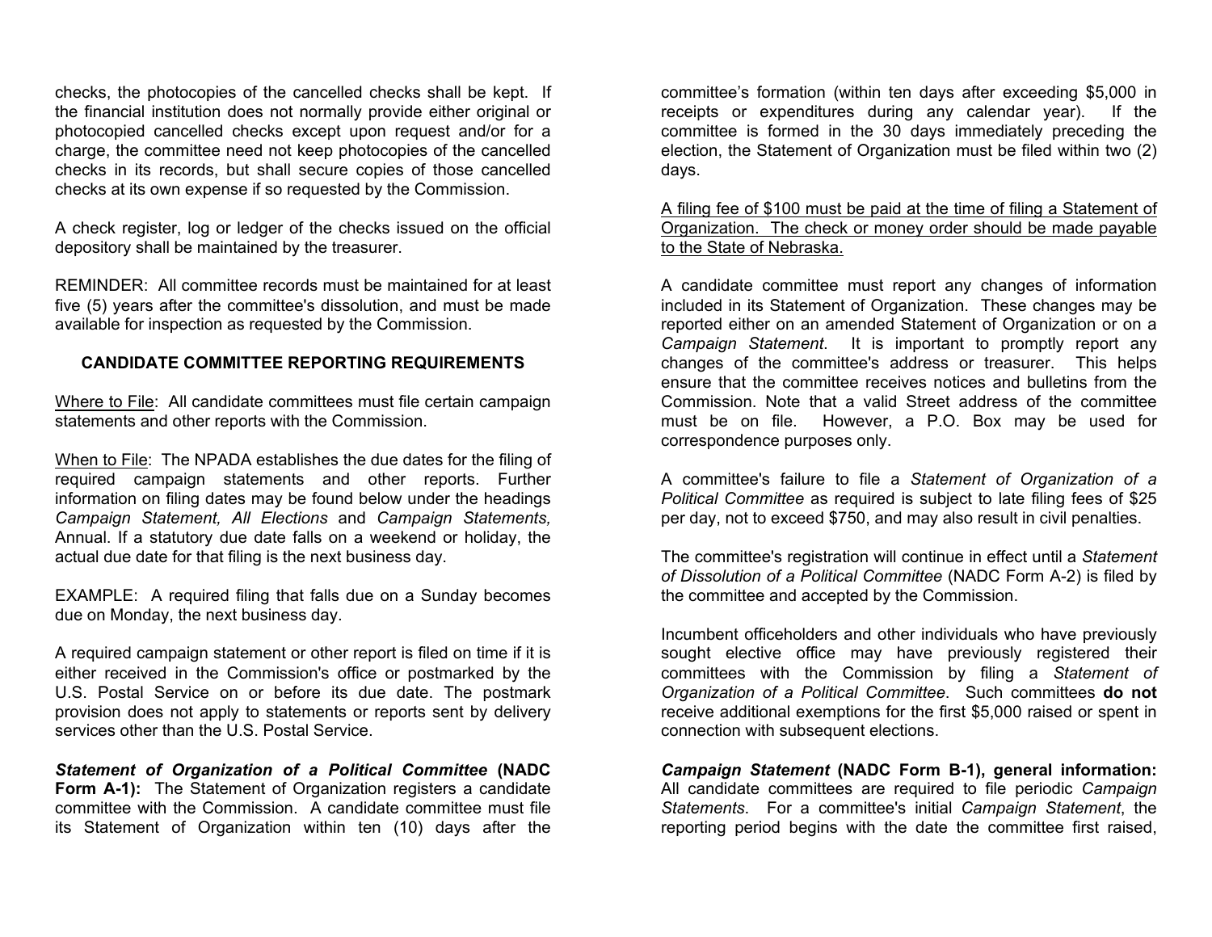checks, the photocopies of the cancelled checks shall be kept. If the financial institution does not normally provide either original or photocopied cancelled checks except upon request and/or for a charge, the committee need not keep photocopies of the cancelled checks in its records, but shall secure copies of those cancelled checks at its own expense if so requested by the Commission.

A check register, log or ledger of the checks issued on the official depository shall be maintained by the treasurer.

REMINDER: All committee records must be maintained for at least five (5) years after the committee's dissolution, and must be made available for inspection as requested by the Commission.

## CANDIDATE COMMITTEE REPORTING REQUIREMENTS

<u>Where to File</u>: All candidate committees must file certain campaign statements and other reports with the Commission.

<u>When to File</u>: The NPADA establishes the due dates for the filing of required campaign statements and other reports. Further information on filing dates may be found below under the headings *Campaign Statement, All Elections* and *Campaign Statements,* Annual. If a statutory due date falls on a weekend or holiday, the actual due date for that filing is the next business day.

EXAMPLE: A required filing that falls due on a Sunday becomes due on Monday, the next business day.

A required campaign statement or other report is filed on time if it is either received in the Commission's office or postmarked by the U.S. Postal Service on or before its due date. The postmark provision does not apply to statements or reports sent by delivery services other than the U.S. Postal Service.

***Statement of Organization of a Political Committee*** **(NADC Form A-1):** The Statement of Organization registers a candidate committee with the Commission. A candidate committee must file its Statement of Organization within ten (10) days after the committee's formation (within ten days after exceeding $5,000 in receipts or expenditures during any calendar year). If the committee is formed in the 30 days immediately preceding the election, the Statement of Organization must be filed within two (2) days.

<u>A filing fee of $100 must be paid at the time of filing a Statement of Organization. The check or money order should be made payable to the State of Nebraska.</u>

A candidate committee must report any changes of information included in its Statement of Organization. These changes may be reported either on an amended Statement of Organization or on a *Campaign Statement*. It is important to promptly report any changes of the committee's address or treasurer. This helps ensure that the committee receives notices and bulletins from the Commission. Note that a valid Street address of the committee must be on file. However, a P.O. Box may be used for correspondence purposes only.

A committee's failure to file a *Statement of Organization of a Political Committee* as required is subject to late filing fees of $25 per day, not to exceed $750, and may also result in civil penalties.

The committee's registration will continue in effect until a *Statement of Dissolution of a Political Committee* (NADC Form A-2) is filed by the committee and accepted by the Commission.

Incumbent officeholders and other individuals who have previously sought elective office may have previously registered their committees with the Commission by filing a *Statement of Organization of a Political Committee*. Such committees **do not** receive additional exemptions for the first $5,000 raised or spent in connection with subsequent elections.

***Campaign Statement*** **(NADC Form B-1), general information:** All candidate committees are required to file periodic *Campaign Statements*. For a committee's initial *Campaign Statement*, the reporting period begins with the date the committee first raised,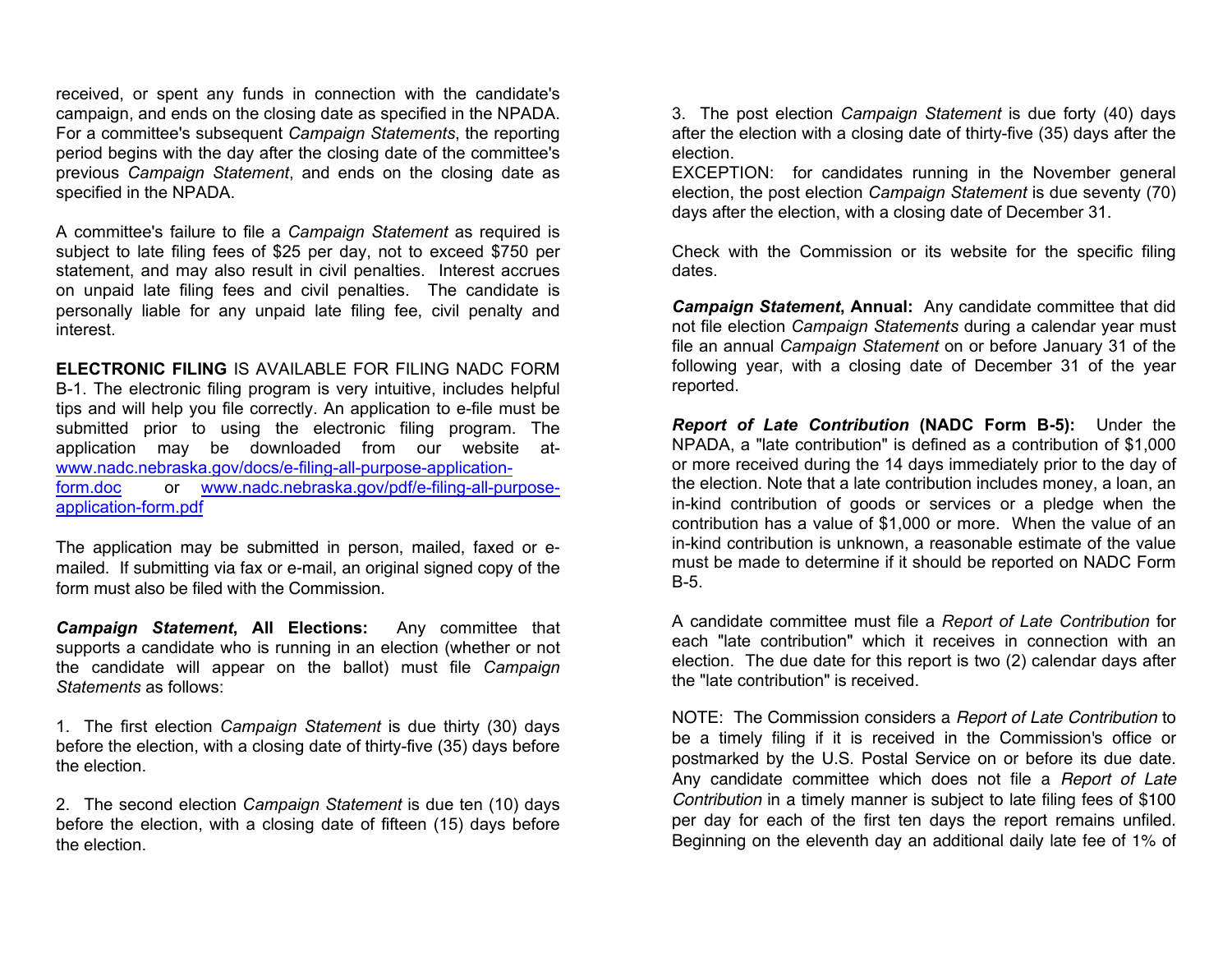received, or spent any funds in connection with the candidate's campaign, and ends on the closing date as specified in the NPADA. For a committee's subsequent *Campaign Statements*, the reporting period begins with the day after the closing date of the committee's previous *Campaign Statement*, and ends on the closing date as specified in the NPADA.

A committee's failure to file a *Campaign Statement* as required is subject to late filing fees of $25 per day, not to exceed $750 per statement, and may also result in civil penalties. Interest accrues on unpaid late filing fees and civil penalties. The candidate is personally liable for any unpaid late filing fee, civil penalty and interest.

**ELECTRONIC FILING** IS AVAILABLE FOR FILING NADC FORM B-1. The electronic filing program is very intuitive, includes helpful tips and will help you file correctly. An application to e-file must be submitted prior to using the electronic filing program. The application may be downloaded from our website at- www.nadc.nebraska.gov/docs/e-filing-all-purpose-application-form.doc or www.nadc.nebraska.gov/pdf/e-filing-all-purpose-application-form.pdf

The application may be submitted in person, mailed, faxed or e-mailed. If submitting via fax or e-mail, an original signed copy of the form must also be filed with the Commission.

***Campaign Statement*, All Elections:** Any committee that supports a candidate who is running in an election (whether or not the candidate will appear on the ballot) must file *Campaign Statements* as follows:

1. The first election *Campaign Statement* is due thirty (30) days before the election, with a closing date of thirty-five (35) days before the election.

2. The second election *Campaign Statement* is due ten (10) days before the election, with a closing date of fifteen (15) days before the election.

3. The post election *Campaign Statement* is due forty (40) days after the election with a closing date of thirty-five (35) days after the election.
EXCEPTION: for candidates running in the November general election, the post election *Campaign Statement* is due seventy (70) days after the election, with a closing date of December 31.

Check with the Commission or its website for the specific filing dates.

***Campaign Statement*, Annual:** Any candidate committee that did not file election *Campaign Statements* during a calendar year must file an annual *Campaign Statement* on or before January 31 of the following year, with a closing date of December 31 of the year reported.

***Report of Late Contribution* (NADC Form B-5):** Under the NPADA, a "late contribution" is defined as a contribution of $1,000 or more received during the 14 days immediately prior to the day of the election. Note that a late contribution includes money, a loan, an in-kind contribution of goods or services or a pledge when the contribution has a value of $1,000 or more. When the value of an in-kind contribution is unknown, a reasonable estimate of the value must be made to determine if it should be reported on NADC Form B-5.

A candidate committee must file a *Report of Late Contribution* for each "late contribution" which it receives in connection with an election. The due date for this report is two (2) calendar days after the "late contribution" is received.

NOTE: The Commission considers a *Report of Late Contribution* to be a timely filing if it is received in the Commission's office or postmarked by the U.S. Postal Service on or before its due date. Any candidate committee which does not file a *Report of Late Contribution* in a timely manner is subject to late filing fees of $100 per day for each of the first ten days the report remains unfiled. Beginning on the eleventh day an additional daily late fee of 1% of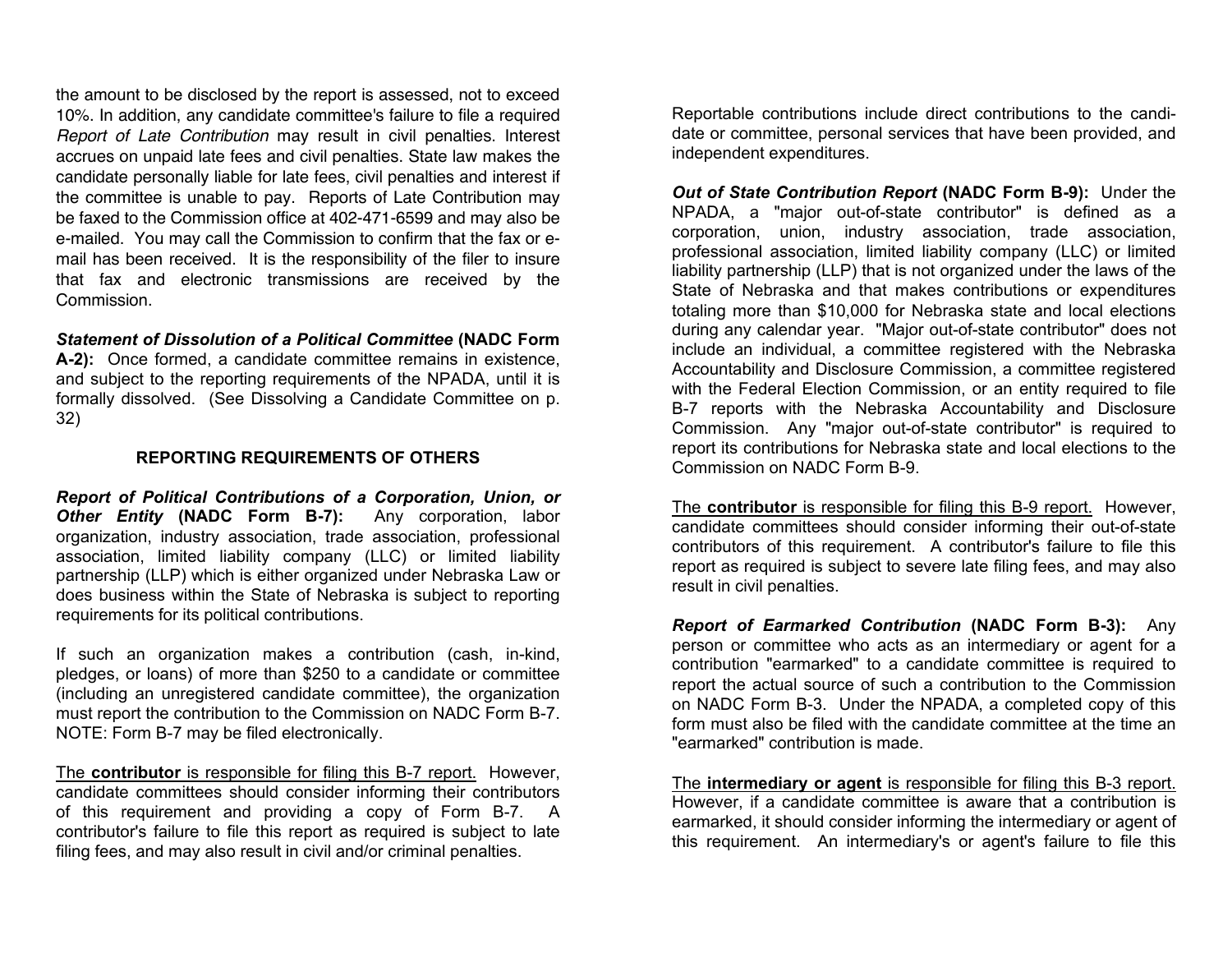the amount to be disclosed by the report is assessed, not to exceed 10%. In addition, any candidate committee's failure to file a required *Report of Late Contribution* may result in civil penalties. Interest accrues on unpaid late fees and civil penalties. State law makes the candidate personally liable for late fees, civil penalties and interest if the committee is unable to pay. Reports of Late Contribution may be faxed to the Commission office at 402-471-6599 and may also be e-mailed. You may call the Commission to confirm that the fax or e-mail has been received. It is the responsibility of the filer to insure that fax and electronic transmissions are received by the Commission.

***Statement of Dissolution of a Political Committee* (NADC Form A-2):** Once formed, a candidate committee remains in existence, and subject to the reporting requirements of the NPADA, until it is formally dissolved. (See Dissolving a Candidate Committee on p. 32)

## REPORTING REQUIREMENTS OF OTHERS

***Report of Political Contributions of a Corporation, Union, or Other Entity* (NADC Form B-7):** Any corporation, labor organization, industry association, trade association, professional association, limited liability company (LLC) or limited liability partnership (LLP) which is either organized under Nebraska Law or does business within the State of Nebraska is subject to reporting requirements for its political contributions.

If such an organization makes a contribution (cash, in-kind, pledges, or loans) of more than $250 to a candidate or committee (including an unregistered candidate committee), the organization must report the contribution to the Commission on NADC Form B-7. NOTE: Form B-7 may be filed electronically.

<u>The **contributor** is responsible for filing this B-7 report.</u> However, candidate committees should consider informing their contributors of this requirement and providing a copy of Form B-7. A contributor's failure to file this report as required is subject to late filing fees, and may also result in civil and/or criminal penalties.

Reportable contributions include direct contributions to the candidate or committee, personal services that have been provided, and independent expenditures.

***Out of State Contribution Report* (NADC Form B-9):** Under the NPADA, a "major out-of-state contributor" is defined as a corporation, union, industry association, trade association, professional association, limited liability company (LLC) or limited liability partnership (LLP) that is not organized under the laws of the State of Nebraska and that makes contributions or expenditures totaling more than $10,000 for Nebraska state and local elections during any calendar year. "Major out-of-state contributor" does not include an individual, a committee registered with the Nebraska Accountability and Disclosure Commission, a committee registered with the Federal Election Commission, or an entity required to file B-7 reports with the Nebraska Accountability and Disclosure Commission. Any "major out-of-state contributor" is required to report its contributions for Nebraska state and local elections to the Commission on NADC Form B-9.

<u>The **contributor** is responsible for filing this B-9 report.</u> However, candidate committees should consider informing their out-of-state contributors of this requirement. A contributor's failure to file this report as required is subject to severe late filing fees, and may also result in civil penalties.

***Report of Earmarked Contribution* (NADC Form B-3):** Any person or committee who acts as an intermediary or agent for a contribution "earmarked" to a candidate committee is required to report the actual source of such a contribution to the Commission on NADC Form B-3. Under the NPADA, a completed copy of this form must also be filed with the candidate committee at the time an "earmarked" contribution is made.

<u>The **intermediary or agent** is responsible for filing this B-3 report.</u> However, if a candidate committee is aware that a contribution is earmarked, it should consider informing the intermediary or agent of this requirement. An intermediary's or agent's failure to file this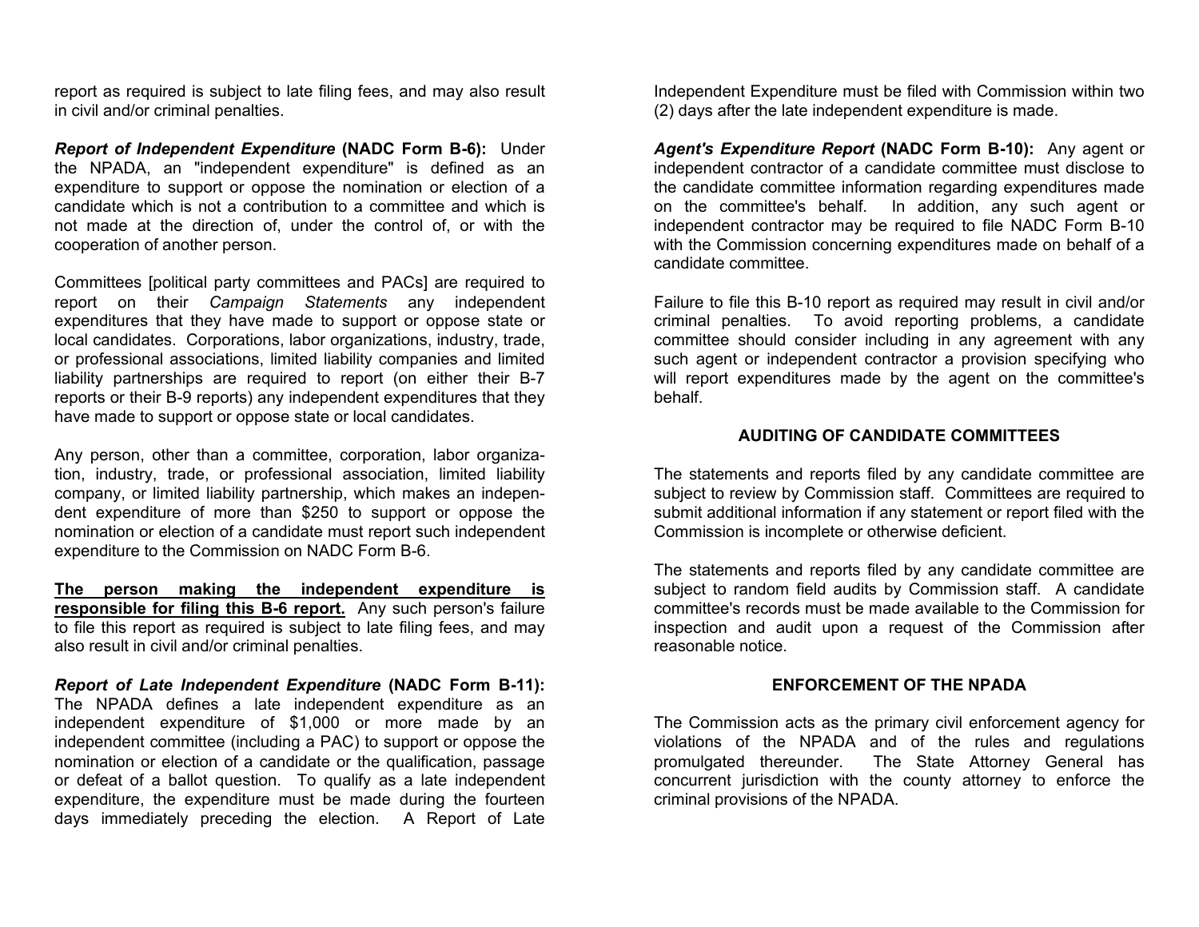report as required is subject to late filing fees, and may also result in civil and/or criminal penalties.

***Report of Independent Expenditure*** **(NADC Form B-6):** Under the NPADA, an "independent expenditure" is defined as an expenditure to support or oppose the nomination or election of a candidate which is not a contribution to a committee and which is not made at the direction of, under the control of, or with the cooperation of another person.

Committees [political party committees and PACs] are required to report on their *Campaign Statements* any independent expenditures that they have made to support or oppose state or local candidates. Corporations, labor organizations, industry, trade, or professional associations, limited liability companies and limited liability partnerships are required to report (on either their B-7 reports or their B-9 reports) any independent expenditures that they have made to support or oppose state or local candidates.

Any person, other than a committee, corporation, labor organization, industry, trade, or professional association, limited liability company, or limited liability partnership, which makes an independent expenditure of more than $250 to support or oppose the nomination or election of a candidate must report such independent expenditure to the Commission on NADC Form B-6.

**The person making the independent expenditure is responsible for filing this B-6 report.** Any such person's failure to file this report as required is subject to late filing fees, and may also result in civil and/or criminal penalties.

***Report of Late Independent Expenditure*** **(NADC Form B-11):** The NPADA defines a late independent expenditure as an independent expenditure of $1,000 or more made by an independent committee (including a PAC) to support or oppose the nomination or election of a candidate or the qualification, passage or defeat of a ballot question. To qualify as a late independent expenditure, the expenditure must be made during the fourteen days immediately preceding the election. A Report of Late Independent Expenditure must be filed with Commission within two (2) days after the late independent expenditure is made.

***Agent's Expenditure Report*** **(NADC Form B-10):** Any agent or independent contractor of a candidate committee must disclose to the candidate committee information regarding expenditures made on the committee's behalf. In addition, any such agent or independent contractor may be required to file NADC Form B-10 with the Commission concerning expenditures made on behalf of a candidate committee.

Failure to file this B-10 report as required may result in civil and/or criminal penalties. To avoid reporting problems, a candidate committee should consider including in any agreement with any such agent or independent contractor a provision specifying who will report expenditures made by the agent on the committee's behalf.

## AUDITING OF CANDIDATE COMMITTEES

The statements and reports filed by any candidate committee are subject to review by Commission staff. Committees are required to submit additional information if any statement or report filed with the Commission is incomplete or otherwise deficient.

The statements and reports filed by any candidate committee are subject to random field audits by Commission staff. A candidate committee's records must be made available to the Commission for inspection and audit upon a request of the Commission after reasonable notice.

## ENFORCEMENT OF THE NPADA

The Commission acts as the primary civil enforcement agency for violations of the NPADA and of the rules and regulations promulgated thereunder. The State Attorney General has concurrent jurisdiction with the county attorney to enforce the criminal provisions of the NPADA.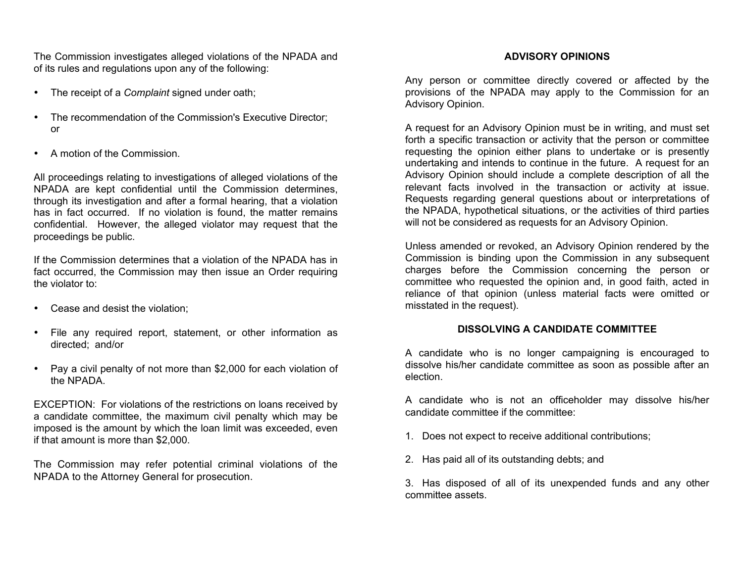The Commission investigates alleged violations of the NPADA and of its rules and regulations upon any of the following:

- The receipt of a *Complaint* signed under oath;
- The recommendation of the Commission's Executive Director; or
- A motion of the Commission.

All proceedings relating to investigations of alleged violations of the NPADA are kept confidential until the Commission determines, through its investigation and after a formal hearing, that a violation has in fact occurred. If no violation is found, the matter remains confidential. However, the alleged violator may request that the proceedings be public.

If the Commission determines that a violation of the NPADA has in fact occurred, the Commission may then issue an Order requiring the violator to:

- Cease and desist the violation;
- File any required report, statement, or other information as directed; and/or
- Pay a civil penalty of not more than $2,000 for each violation of the NPADA.

EXCEPTION: For violations of the restrictions on loans received by a candidate committee, the maximum civil penalty which may be imposed is the amount by which the loan limit was exceeded, even if that amount is more than $2,000.

The Commission may refer potential criminal violations of the NPADA to the Attorney General for prosecution.

## ADVISORY OPINIONS

Any person or committee directly covered or affected by the provisions of the NPADA may apply to the Commission for an Advisory Opinion.

A request for an Advisory Opinion must be in writing, and must set forth a specific transaction or activity that the person or committee requesting the opinion either plans to undertake or is presently undertaking and intends to continue in the future. A request for an Advisory Opinion should include a complete description of all the relevant facts involved in the transaction or activity at issue. Requests regarding general questions about or interpretations of the NPADA, hypothetical situations, or the activities of third parties will not be considered as requests for an Advisory Opinion.

Unless amended or revoked, an Advisory Opinion rendered by the Commission is binding upon the Commission in any subsequent charges before the Commission concerning the person or committee who requested the opinion and, in good faith, acted in reliance of that opinion (unless material facts were omitted or misstated in the request).

## DISSOLVING A CANDIDATE COMMITTEE

A candidate who is no longer campaigning is encouraged to dissolve his/her candidate committee as soon as possible after an election.

A candidate who is not an officeholder may dissolve his/her candidate committee if the committee:

1. Does not expect to receive additional contributions;
2. Has paid all of its outstanding debts; and
3. Has disposed of all of its unexpended funds and any other committee assets.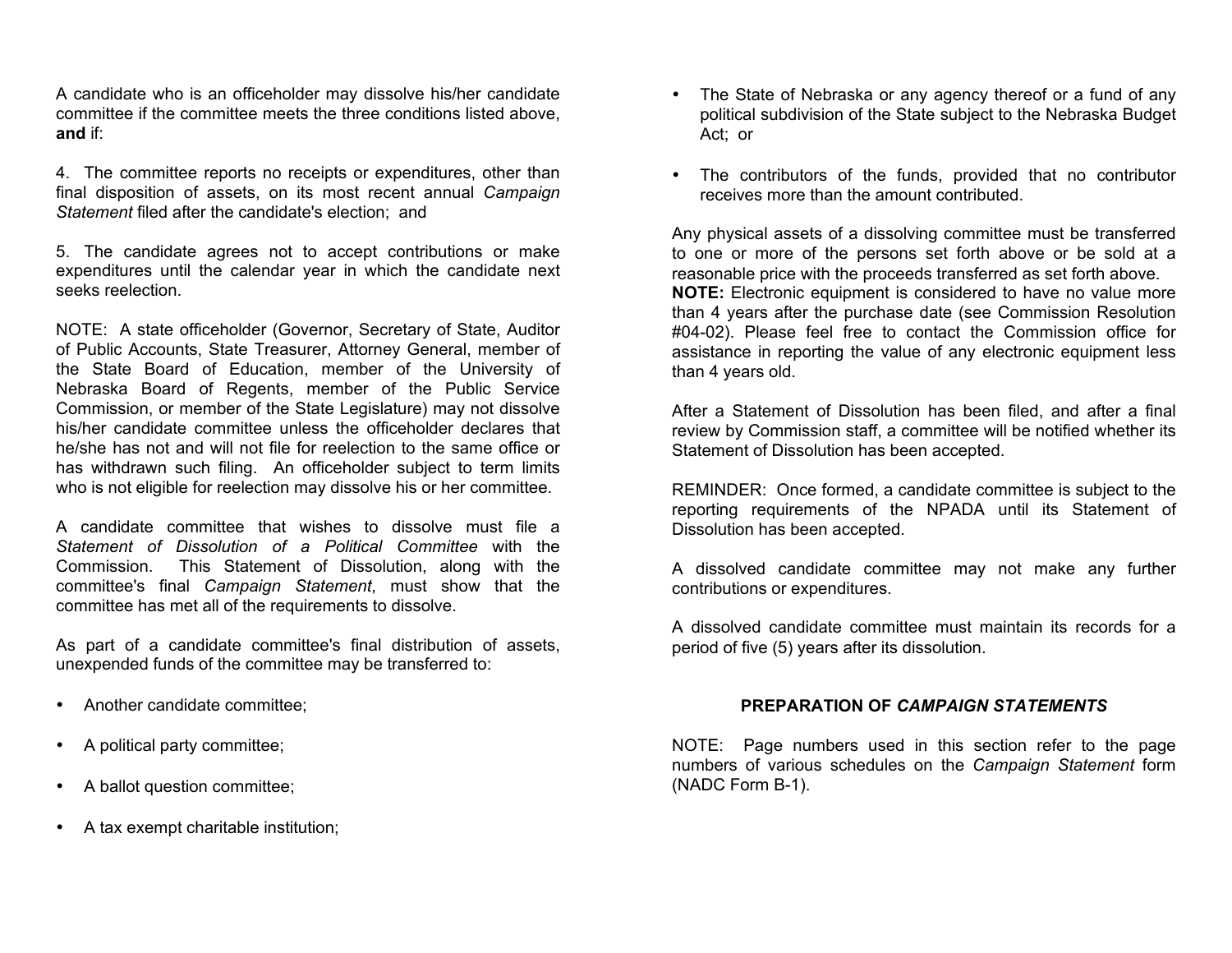A candidate who is an officeholder may dissolve his/her candidate committee if the committee meets the three conditions listed above, **and** if:

4. The committee reports no receipts or expenditures, other than final disposition of assets, on its most recent annual *Campaign Statement* filed after the candidate's election; and

5. The candidate agrees not to accept contributions or make expenditures until the calendar year in which the candidate next seeks reelection.

NOTE: A state officeholder (Governor, Secretary of State, Auditor of Public Accounts, State Treasurer, Attorney General, member of the State Board of Education, member of the University of Nebraska Board of Regents, member of the Public Service Commission, or member of the State Legislature) may not dissolve his/her candidate committee unless the officeholder declares that he/she has not and will not file for reelection to the same office or has withdrawn such filing. An officeholder subject to term limits who is not eligible for reelection may dissolve his or her committee.

A candidate committee that wishes to dissolve must file a *Statement of Dissolution of a Political Committee* with the Commission. This Statement of Dissolution, along with the committee's final *Campaign Statement*, must show that the committee has met all of the requirements to dissolve.

As part of a candidate committee's final distribution of assets, unexpended funds of the committee may be transferred to:

- Another candidate committee;
- A political party committee;
- A ballot question committee;
- A tax exempt charitable institution;
- The State of Nebraska or any agency thereof or a fund of any political subdivision of the State subject to the Nebraska Budget Act; or
- The contributors of the funds, provided that no contributor receives more than the amount contributed.

Any physical assets of a dissolving committee must be transferred to one or more of the persons set forth above or be sold at a reasonable price with the proceeds transferred as set forth above.
**NOTE:** Electronic equipment is considered to have no value more than 4 years after the purchase date (see Commission Resolution #04-02). Please feel free to contact the Commission office for assistance in reporting the value of any electronic equipment less than 4 years old.

After a Statement of Dissolution has been filed, and after a final review by Commission staff, a committee will be notified whether its Statement of Dissolution has been accepted.

REMINDER: Once formed, a candidate committee is subject to the reporting requirements of the NPADA until its Statement of Dissolution has been accepted.

A dissolved candidate committee may not make any further contributions or expenditures.

A dissolved candidate committee must maintain its records for a period of five (5) years after its dissolution.

## PREPARATION OF *CAMPAIGN STATEMENTS*

NOTE: Page numbers used in this section refer to the page numbers of various schedules on the *Campaign Statement* form (NADC Form B-1).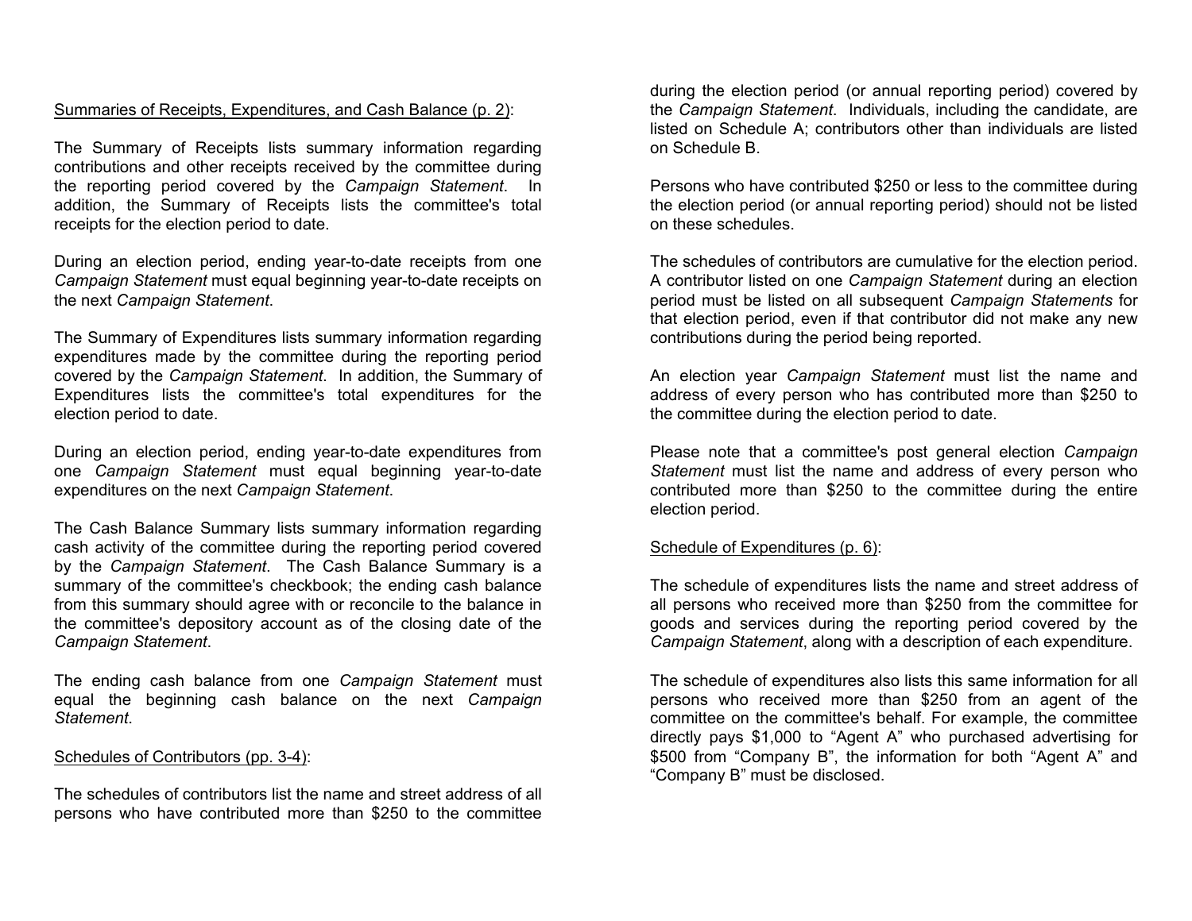Summaries of Receipts, Expenditures, and Cash Balance (p. 2):

The Summary of Receipts lists summary information regarding contributions and other receipts received by the committee during the reporting period covered by the *Campaign Statement*. In addition, the Summary of Receipts lists the committee's total receipts for the election period to date.

During an election period, ending year-to-date receipts from one *Campaign Statement* must equal beginning year-to-date receipts on the next *Campaign Statement*.

The Summary of Expenditures lists summary information regarding expenditures made by the committee during the reporting period covered by the *Campaign Statement*. In addition, the Summary of Expenditures lists the committee's total expenditures for the election period to date.

During an election period, ending year-to-date expenditures from one *Campaign Statement* must equal beginning year-to-date expenditures on the next *Campaign Statement*.

The Cash Balance Summary lists summary information regarding cash activity of the committee during the reporting period covered by the *Campaign Statement*. The Cash Balance Summary is a summary of the committee's checkbook; the ending cash balance from this summary should agree with or reconcile to the balance in the committee's depository account as of the closing date of the *Campaign Statement*.

The ending cash balance from one *Campaign Statement* must equal the beginning cash balance on the next *Campaign Statement*.

Schedules of Contributors (pp. 3-4):

The schedules of contributors list the name and street address of all persons who have contributed more than $250 to the committee during the election period (or annual reporting period) covered by the *Campaign Statement*. Individuals, including the candidate, are listed on Schedule A; contributors other than individuals are listed on Schedule B.

Persons who have contributed $250 or less to the committee during the election period (or annual reporting period) should not be listed on these schedules.

The schedules of contributors are cumulative for the election period. A contributor listed on one *Campaign Statement* during an election period must be listed on all subsequent *Campaign Statements* for that election period, even if that contributor did not make any new contributions during the period being reported.

An election year *Campaign Statement* must list the name and address of every person who has contributed more than $250 to the committee during the election period to date.

Please note that a committee's post general election *Campaign Statement* must list the name and address of every person who contributed more than $250 to the committee during the entire election period.

Schedule of Expenditures (p. 6):

The schedule of expenditures lists the name and street address of all persons who received more than $250 from the committee for goods and services during the reporting period covered by the *Campaign Statement*, along with a description of each expenditure.

The schedule of expenditures also lists this same information for all persons who received more than $250 from an agent of the committee on the committee's behalf. For example, the committee directly pays $1,000 to "Agent A" who purchased advertising for $500 from "Company B", the information for both "Agent A" and "Company B" must be disclosed.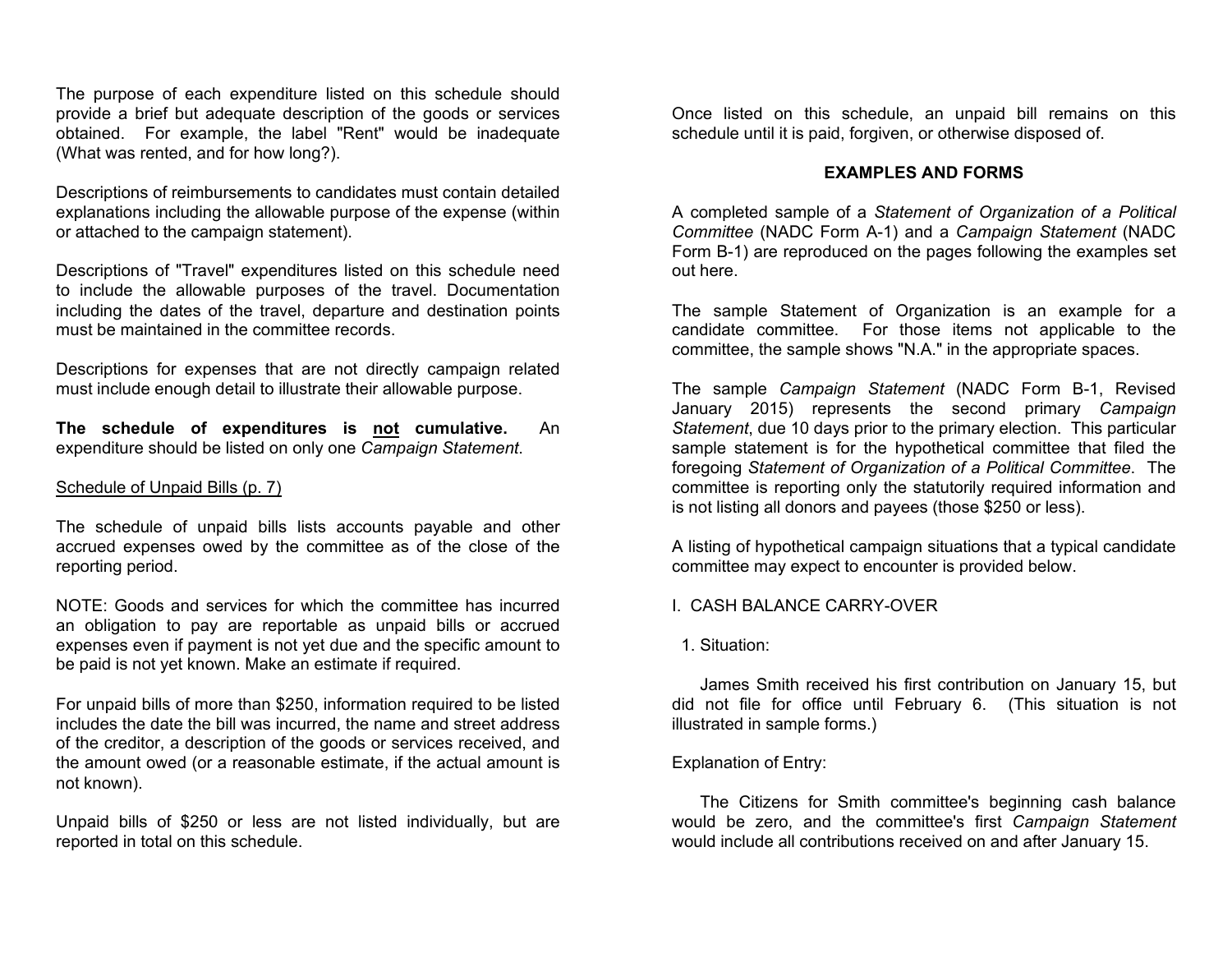The purpose of each expenditure listed on this schedule should provide a brief but adequate description of the goods or services obtained. For example, the label "Rent" would be inadequate (What was rented, and for how long?).

Descriptions of reimbursements to candidates must contain detailed explanations including the allowable purpose of the expense (within or attached to the campaign statement).

Descriptions of "Travel" expenditures listed on this schedule need to include the allowable purposes of the travel. Documentation including the dates of the travel, departure and destination points must be maintained in the committee records.

Descriptions for expenses that are not directly campaign related must include enough detail to illustrate their allowable purpose.

**The schedule of expenditures is <u>not</u> cumulative.** An expenditure should be listed on only one *Campaign Statement*.

<u>Schedule of Unpaid Bills (p. 7)</u>

The schedule of unpaid bills lists accounts payable and other accrued expenses owed by the committee as of the close of the reporting period.

NOTE: Goods and services for which the committee has incurred an obligation to pay are reportable as unpaid bills or accrued expenses even if payment is not yet due and the specific amount to be paid is not yet known. Make an estimate if required.

For unpaid bills of more than $250, information required to be listed includes the date the bill was incurred, the name and street address of the creditor, a description of the goods or services received, and the amount owed (or a reasonable estimate, if the actual amount is not known).

Unpaid bills of $250 or less are not listed individually, but are reported in total on this schedule.

Once listed on this schedule, an unpaid bill remains on this schedule until it is paid, forgiven, or otherwise disposed of.

## EXAMPLES AND FORMS

A completed sample of a *Statement of Organization of a Political Committee* (NADC Form A-1) and a *Campaign Statement* (NADC Form B-1) are reproduced on the pages following the examples set out here.

The sample Statement of Organization is an example for a candidate committee. For those items not applicable to the committee, the sample shows "N.A." in the appropriate spaces.

The sample *Campaign Statement* (NADC Form B-1, Revised January 2015) represents the second primary *Campaign Statement*, due 10 days prior to the primary election. This particular sample statement is for the hypothetical committee that filed the foregoing *Statement of Organization of a Political Committee*. The committee is reporting only the statutorily required information and is not listing all donors and payees (those $250 or less).

A listing of hypothetical campaign situations that a typical candidate committee may expect to encounter is provided below.

I. CASH BALANCE CARRY-OVER

1. Situation:

James Smith received his first contribution on January 15, but did not file for office until February 6. (This situation is not illustrated in sample forms.)

Explanation of Entry:

The Citizens for Smith committee's beginning cash balance would be zero, and the committee's first *Campaign Statement* would include all contributions received on and after January 15.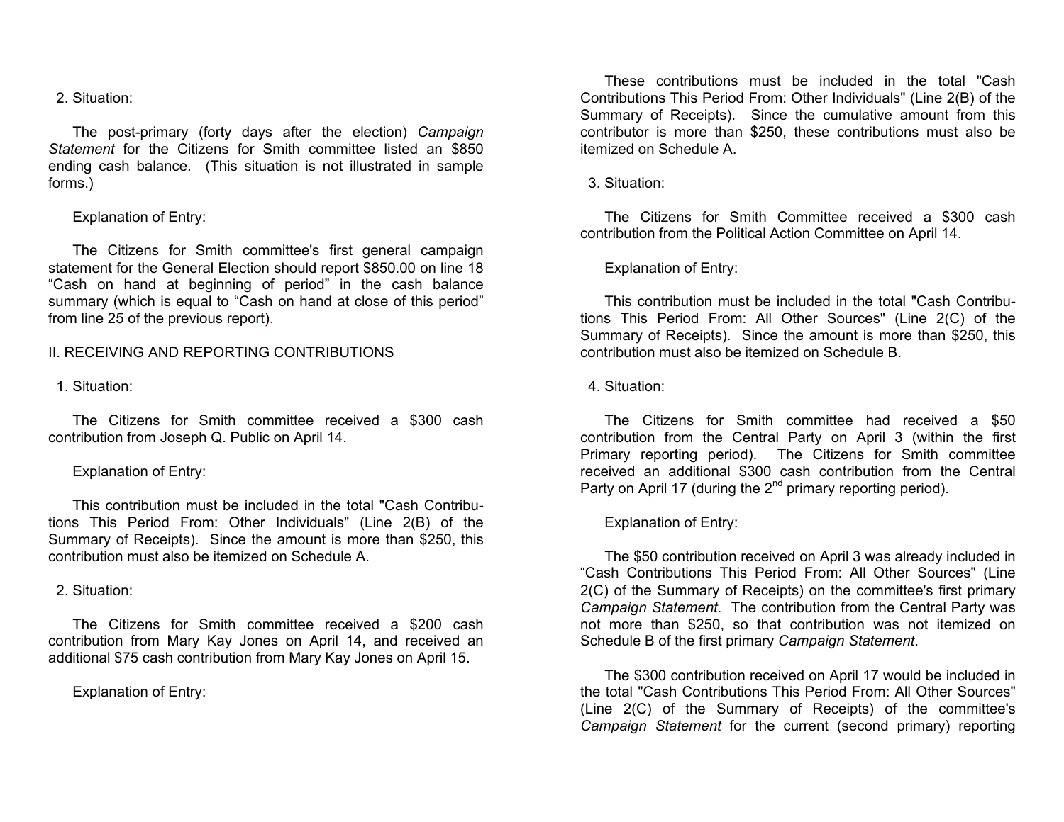2. Situation:

The post-primary (forty days after the election) *Campaign Statement* for the Citizens for Smith committee listed an $850 ending cash balance. (This situation is not illustrated in sample forms.)

Explanation of Entry:

The Citizens for Smith committee's first general campaign statement for the General Election should report $850.00 on line 18 "Cash on hand at beginning of period" in the cash balance summary (which is equal to "Cash on hand at close of this period" from line 25 of the previous report).

## II. RECEIVING AND REPORTING CONTRIBUTIONS

1. Situation:

The Citizens for Smith committee received a $300 cash contribution from Joseph Q. Public on April 14.

Explanation of Entry:

This contribution must be included in the total "Cash Contributions This Period From: Other Individuals" (Line 2(B) of the Summary of Receipts). Since the amount is more than $250, this contribution must also be itemized on Schedule A.

2. Situation:

The Citizens for Smith committee received a $200 cash contribution from Mary Kay Jones on April 14, and received an additional $75 cash contribution from Mary Kay Jones on April 15.

Explanation of Entry:

These contributions must be included in the total "Cash Contributions This Period From: Other Individuals" (Line 2(B) of the Summary of Receipts). Since the cumulative amount from this contributor is more than $250, these contributions must also be itemized on Schedule A.

3. Situation:

The Citizens for Smith Committee received a $300 cash contribution from the Political Action Committee on April 14.

Explanation of Entry:

This contribution must be included in the total "Cash Contributions This Period From: All Other Sources" (Line 2(C) of the Summary of Receipts). Since the amount is more than $250, this contribution must also be itemized on Schedule B.

4. Situation:

The Citizens for Smith committee had received a $50 contribution from the Central Party on April 3 (within the first Primary reporting period). The Citizens for Smith committee received an additional $300 cash contribution from the Central Party on April 17 (during the 2nd primary reporting period).

Explanation of Entry:

The $50 contribution received on April 3 was already included in "Cash Contributions This Period From: All Other Sources" (Line 2(C) of the Summary of Receipts) on the committee's first primary *Campaign Statement*. The contribution from the Central Party was not more than $250, so that contribution was not itemized on Schedule B of the first primary *Campaign Statement*.

The $300 contribution received on April 17 would be included in the total "Cash Contributions This Period From: All Other Sources" (Line 2(C) of the Summary of Receipts) of the committee's *Campaign Statement* for the current (second primary) reporting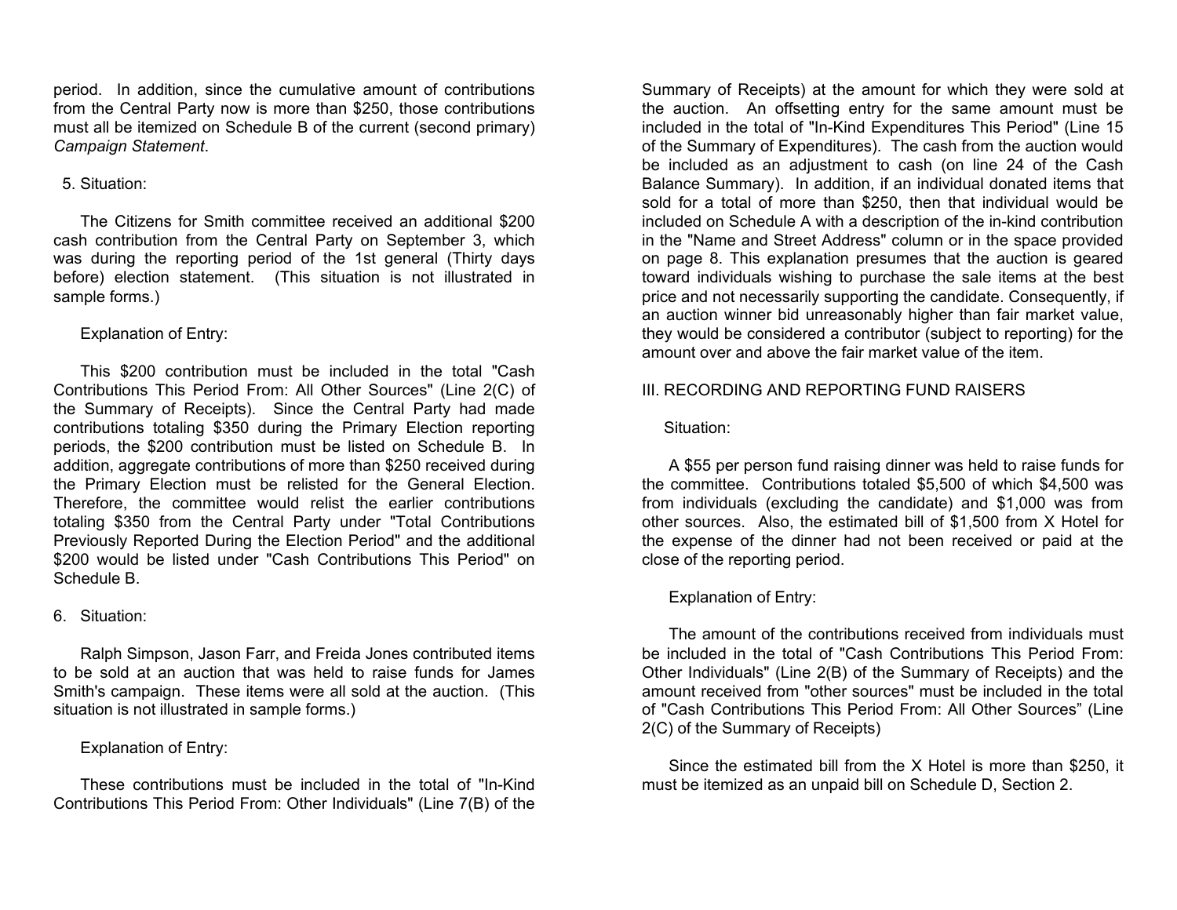period. In addition, since the cumulative amount of contributions from the Central Party now is more than $250, those contributions must all be itemized on Schedule B of the current (second primary) *Campaign Statement*.

5. Situation:

The Citizens for Smith committee received an additional $200 cash contribution from the Central Party on September 3, which was during the reporting period of the 1st general (Thirty days before) election statement. (This situation is not illustrated in sample forms.)

Explanation of Entry:

This $200 contribution must be included in the total "Cash Contributions This Period From: All Other Sources" (Line 2(C) of the Summary of Receipts). Since the Central Party had made contributions totaling $350 during the Primary Election reporting periods, the $200 contribution must be listed on Schedule B. In addition, aggregate contributions of more than $250 received during the Primary Election must be relisted for the General Election. Therefore, the committee would relist the earlier contributions totaling $350 from the Central Party under "Total Contributions Previously Reported During the Election Period" and the additional $200 would be listed under "Cash Contributions This Period" on Schedule B.

6. Situation:

Ralph Simpson, Jason Farr, and Freida Jones contributed items to be sold at an auction that was held to raise funds for James Smith's campaign. These items were all sold at the auction. (This situation is not illustrated in sample forms.)

Explanation of Entry:

These contributions must be included in the total of "In-Kind Contributions This Period From: Other Individuals" (Line 7(B) of the Summary of Receipts) at the amount for which they were sold at the auction. An offsetting entry for the same amount must be included in the total of "In-Kind Expenditures This Period" (Line 15 of the Summary of Expenditures). The cash from the auction would be included as an adjustment to cash (on line 24 of the Cash Balance Summary). In addition, if an individual donated items that sold for a total of more than $250, then that individual would be included on Schedule A with a description of the in-kind contribution in the "Name and Street Address" column or in the space provided on page 8. This explanation presumes that the auction is geared toward individuals wishing to purchase the sale items at the best price and not necessarily supporting the candidate. Consequently, if an auction winner bid unreasonably higher than fair market value, they would be considered a contributor (subject to reporting) for the amount over and above the fair market value of the item.

## III. RECORDING AND REPORTING FUND RAISERS

Situation:

A $55 per person fund raising dinner was held to raise funds for the committee. Contributions totaled $5,500 of which $4,500 was from individuals (excluding the candidate) and $1,000 was from other sources. Also, the estimated bill of $1,500 from X Hotel for the expense of the dinner had not been received or paid at the close of the reporting period.

Explanation of Entry:

The amount of the contributions received from individuals must be included in the total of "Cash Contributions This Period From: Other Individuals" (Line 2(B) of the Summary of Receipts) and the amount received from "other sources" must be included in the total of "Cash Contributions This Period From: All Other Sources" (Line 2(C) of the Summary of Receipts)

Since the estimated bill from the X Hotel is more than $250, it must be itemized as an unpaid bill on Schedule D, Section 2.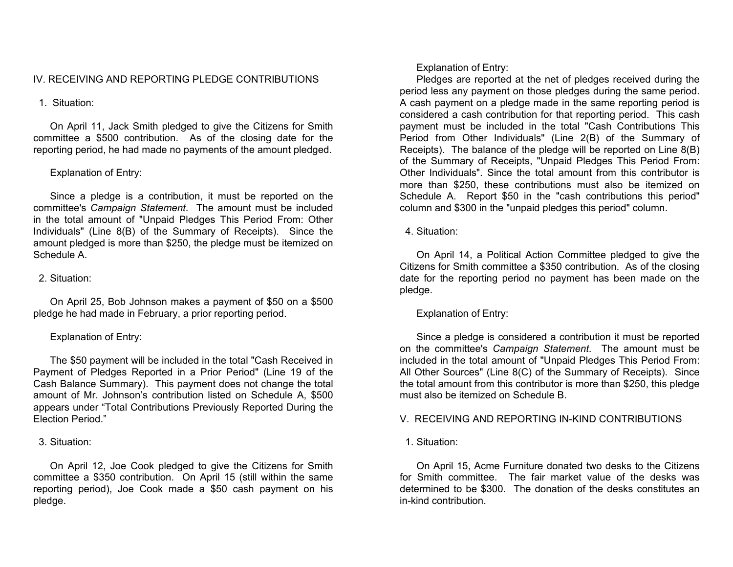## IV. RECEIVING AND REPORTING PLEDGE CONTRIBUTIONS

1. Situation:

On April 11, Jack Smith pledged to give the Citizens for Smith committee a $500 contribution. As of the closing date for the reporting period, he had made no payments of the amount pledged.

Explanation of Entry:

Since a pledge is a contribution, it must be reported on the committee's *Campaign Statement*. The amount must be included in the total amount of "Unpaid Pledges This Period From: Other Individuals" (Line 8(B) of the Summary of Receipts). Since the amount pledged is more than $250, the pledge must be itemized on Schedule A.

2. Situation:

On April 25, Bob Johnson makes a payment of $50 on a $500 pledge he had made in February, a prior reporting period.

Explanation of Entry:

The $50 payment will be included in the total "Cash Received in Payment of Pledges Reported in a Prior Period" (Line 19 of the Cash Balance Summary). This payment does not change the total amount of Mr. Johnson's contribution listed on Schedule A, $500 appears under "Total Contributions Previously Reported During the Election Period."

3. Situation:

On April 12, Joe Cook pledged to give the Citizens for Smith committee a $350 contribution. On April 15 (still within the same reporting period), Joe Cook made a $50 cash payment on his pledge.

Explanation of Entry:

Pledges are reported at the net of pledges received during the period less any payment on those pledges during the same period. A cash payment on a pledge made in the same reporting period is considered a cash contribution for that reporting period. This cash payment must be included in the total "Cash Contributions This Period from Other Individuals" (Line 2(B) of the Summary of Receipts). The balance of the pledge will be reported on Line 8(B) of the Summary of Receipts, "Unpaid Pledges This Period From: Other Individuals". Since the total amount from this contributor is more than $250, these contributions must also be itemized on Schedule A. Report $50 in the "cash contributions this period" column and $300 in the "unpaid pledges this period" column.

4. Situation:

On April 14, a Political Action Committee pledged to give the Citizens for Smith committee a $350 contribution. As of the closing date for the reporting period no payment has been made on the pledge.

Explanation of Entry:

Since a pledge is considered a contribution it must be reported on the committee's *Campaign Statement*. The amount must be included in the total amount of "Unpaid Pledges This Period From: All Other Sources" (Line 8(C) of the Summary of Receipts). Since the total amount from this contributor is more than $250, this pledge must also be itemized on Schedule B.

## V. RECEIVING AND REPORTING IN-KIND CONTRIBUTIONS

1. Situation:

On April 15, Acme Furniture donated two desks to the Citizens for Smith committee. The fair market value of the desks was determined to be $300. The donation of the desks constitutes an in-kind contribution.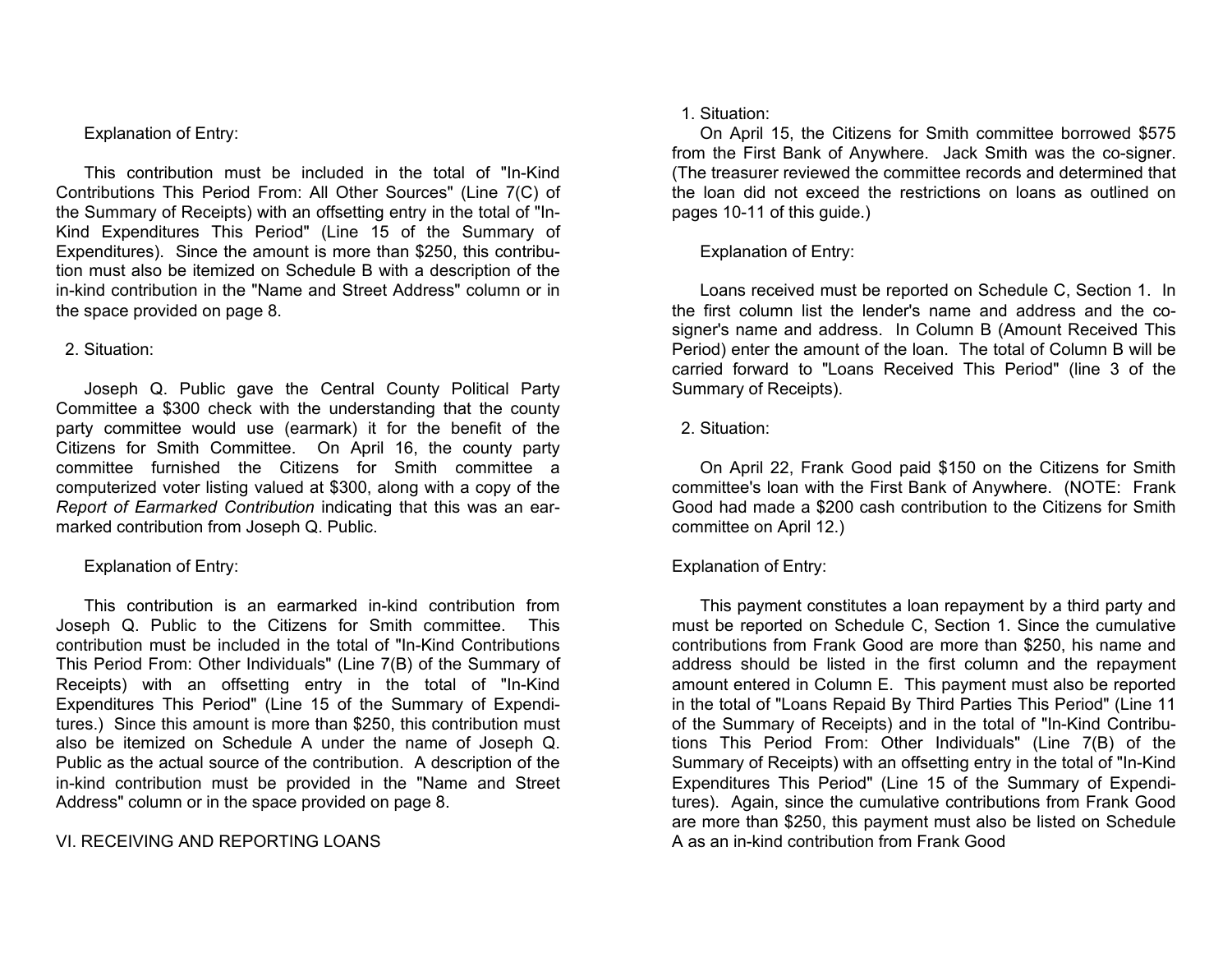Explanation of Entry:

This contribution must be included in the total of "In-Kind Contributions This Period From: All Other Sources" (Line 7(C) of the Summary of Receipts) with an offsetting entry in the total of "In-Kind Expenditures This Period" (Line 15 of the Summary of Expenditures). Since the amount is more than $250, this contribution must also be itemized on Schedule B with a description of the in-kind contribution in the "Name and Street Address" column or in the space provided on page 8.

2. Situation:

Joseph Q. Public gave the Central County Political Party Committee a $300 check with the understanding that the county party committee would use (earmark) it for the benefit of the Citizens for Smith Committee. On April 16, the county party committee furnished the Citizens for Smith committee a computerized voter listing valued at $300, along with a copy of the *Report of Earmarked Contribution* indicating that this was an earmarked contribution from Joseph Q. Public.

Explanation of Entry:

This contribution is an earmarked in-kind contribution from Joseph Q. Public to the Citizens for Smith committee. This contribution must be included in the total of "In-Kind Contributions This Period From: Other Individuals" (Line 7(B) of the Summary of Receipts) with an offsetting entry in the total of "In-Kind Expenditures This Period" (Line 15 of the Summary of Expenditures.) Since this amount is more than $250, this contribution must also be itemized on Schedule A under the name of Joseph Q. Public as the actual source of the contribution. A description of the in-kind contribution must be provided in the "Name and Street Address" column or in the space provided on page 8.

## VI. RECEIVING AND REPORTING LOANS

1. Situation:

On April 15, the Citizens for Smith committee borrowed $575 from the First Bank of Anywhere. Jack Smith was the co-signer. (The treasurer reviewed the committee records and determined that the loan did not exceed the restrictions on loans as outlined on pages 10-11 of this guide.)

Explanation of Entry:

Loans received must be reported on Schedule C, Section 1. In the first column list the lender's name and address and the co-signer's name and address. In Column B (Amount Received This Period) enter the amount of the loan. The total of Column B will be carried forward to "Loans Received This Period" (line 3 of the Summary of Receipts).

2. Situation:

On April 22, Frank Good paid $150 on the Citizens for Smith committee's loan with the First Bank of Anywhere. (NOTE: Frank Good had made a $200 cash contribution to the Citizens for Smith committee on April 12.)

Explanation of Entry:

This payment constitutes a loan repayment by a third party and must be reported on Schedule C, Section 1. Since the cumulative contributions from Frank Good are more than $250, his name and address should be listed in the first column and the repayment amount entered in Column E. This payment must also be reported in the total of "Loans Repaid By Third Parties This Period" (Line 11 of the Summary of Receipts) and in the total of "In-Kind Contributions This Period From: Other Individuals" (Line 7(B) of the Summary of Receipts) with an offsetting entry in the total of "In-Kind Expenditures This Period" (Line 15 of the Summary of Expenditures). Again, since the cumulative contributions from Frank Good are more than $250, this payment must also be listed on Schedule A as an in-kind contribution from Frank Good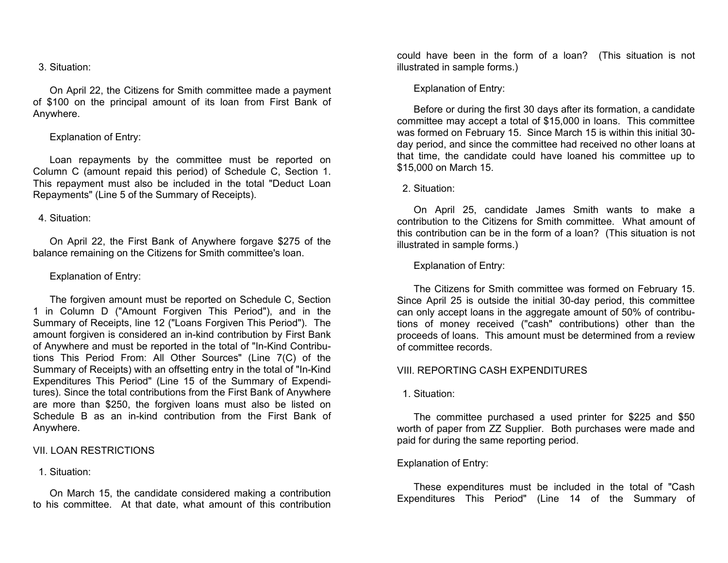3. Situation:

On April 22, the Citizens for Smith committee made a payment of $100 on the principal amount of its loan from First Bank of Anywhere.

Explanation of Entry:

Loan repayments by the committee must be reported on Column C (amount repaid this period) of Schedule C, Section 1. This repayment must also be included in the total "Deduct Loan Repayments" (Line 5 of the Summary of Receipts).

4. Situation:

On April 22, the First Bank of Anywhere forgave $275 of the balance remaining on the Citizens for Smith committee's loan.

Explanation of Entry:

The forgiven amount must be reported on Schedule C, Section 1 in Column D ("Amount Forgiven This Period"), and in the Summary of Receipts, line 12 ("Loans Forgiven This Period"). The amount forgiven is considered an in-kind contribution by First Bank of Anywhere and must be reported in the total of "In-Kind Contributions This Period From: All Other Sources" (Line 7(C) of the Summary of Receipts) with an offsetting entry in the total of "In-Kind Expenditures This Period" (Line 15 of the Summary of Expenditures). Since the total contributions from the First Bank of Anywhere are more than $250, the forgiven loans must also be listed on Schedule B as an in-kind contribution from the First Bank of Anywhere.

## VII. LOAN RESTRICTIONS

1. Situation:

On March 15, the candidate considered making a contribution to his committee. At that date, what amount of this contribution could have been in the form of a loan? (This situation is not illustrated in sample forms.)

Explanation of Entry:

Before or during the first 30 days after its formation, a candidate committee may accept a total of $15,000 in loans. This committee was formed on February 15. Since March 15 is within this initial 30-day period, and since the committee had received no other loans at that time, the candidate could have loaned his committee up to $15,000 on March 15.

2. Situation:

On April 25, candidate James Smith wants to make a contribution to the Citizens for Smith committee. What amount of this contribution can be in the form of a loan? (This situation is not illustrated in sample forms.)

Explanation of Entry:

The Citizens for Smith committee was formed on February 15. Since April 25 is outside the initial 30-day period, this committee can only accept loans in the aggregate amount of 50% of contributions of money received ("cash" contributions) other than the proceeds of loans. This amount must be determined from a review of committee records.

## VIII. REPORTING CASH EXPENDITURES

1. Situation:

The committee purchased a used printer for $225 and $50 worth of paper from ZZ Supplier. Both purchases were made and paid for during the same reporting period.

Explanation of Entry:

These expenditures must be included in the total of "Cash Expenditures This Period" (Line 14 of the Summary of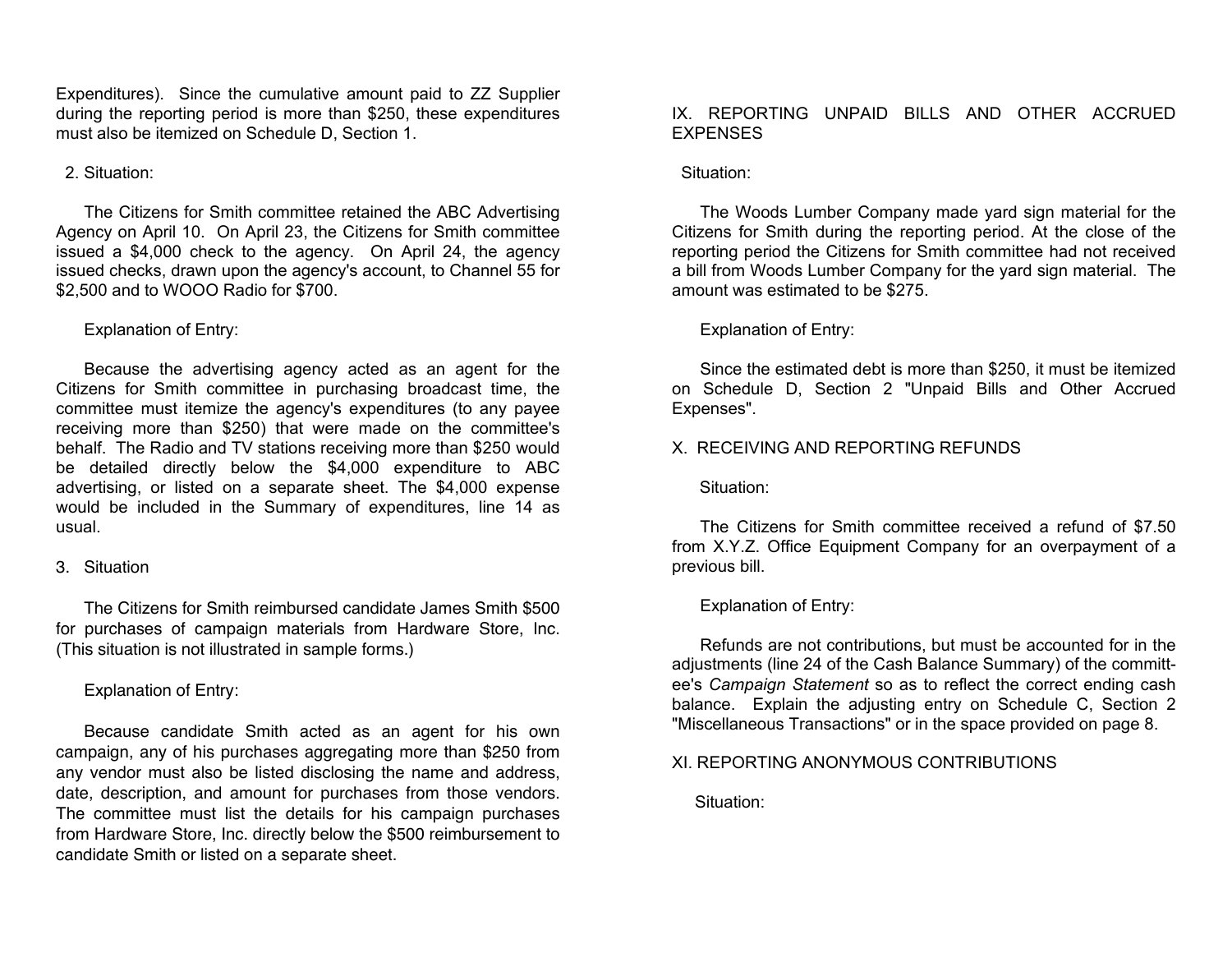Expenditures). Since the cumulative amount paid to ZZ Supplier during the reporting period is more than $250, these expenditures must also be itemized on Schedule D, Section 1.

2. Situation:

The Citizens for Smith committee retained the ABC Advertising Agency on April 10. On April 23, the Citizens for Smith committee issued a $4,000 check to the agency. On April 24, the agency issued checks, drawn upon the agency's account, to Channel 55 for $2,500 and to WOOO Radio for $700.

Explanation of Entry:

Because the advertising agency acted as an agent for the Citizens for Smith committee in purchasing broadcast time, the committee must itemize the agency's expenditures (to any payee receiving more than $250) that were made on the committee's behalf. The Radio and TV stations receiving more than $250 would be detailed directly below the $4,000 expenditure to ABC advertising, or listed on a separate sheet. The $4,000 expense would be included in the Summary of expenditures, line 14 as usual.

3. Situation

The Citizens for Smith reimbursed candidate James Smith $500 for purchases of campaign materials from Hardware Store, Inc. (This situation is not illustrated in sample forms.)

Explanation of Entry:

Because candidate Smith acted as an agent for his own campaign, any of his purchases aggregating more than $250 from any vendor must also be listed disclosing the name and address, date, description, and amount for purchases from those vendors. The committee must list the details for his campaign purchases from Hardware Store, Inc. directly below the $500 reimbursement to candidate Smith or listed on a separate sheet.

## IX. REPORTING UNPAID BILLS AND OTHER ACCRUED EXPENSES

Situation:

The Woods Lumber Company made yard sign material for the Citizens for Smith during the reporting period. At the close of the reporting period the Citizens for Smith committee had not received a bill from Woods Lumber Company for the yard sign material. The amount was estimated to be $275.

Explanation of Entry:

Since the estimated debt is more than $250, it must be itemized on Schedule D, Section 2 "Unpaid Bills and Other Accrued Expenses".

## X. RECEIVING AND REPORTING REFUNDS

Situation:

The Citizens for Smith committee received a refund of $7.50 from X.Y.Z. Office Equipment Company for an overpayment of a previous bill.

Explanation of Entry:

Refunds are not contributions, but must be accounted for in the adjustments (line 24 of the Cash Balance Summary) of the committee's *Campaign Statement* so as to reflect the correct ending cash balance. Explain the adjusting entry on Schedule C, Section 2 "Miscellaneous Transactions" or in the space provided on page 8.

## XI. REPORTING ANONYMOUS CONTRIBUTIONS

Situation: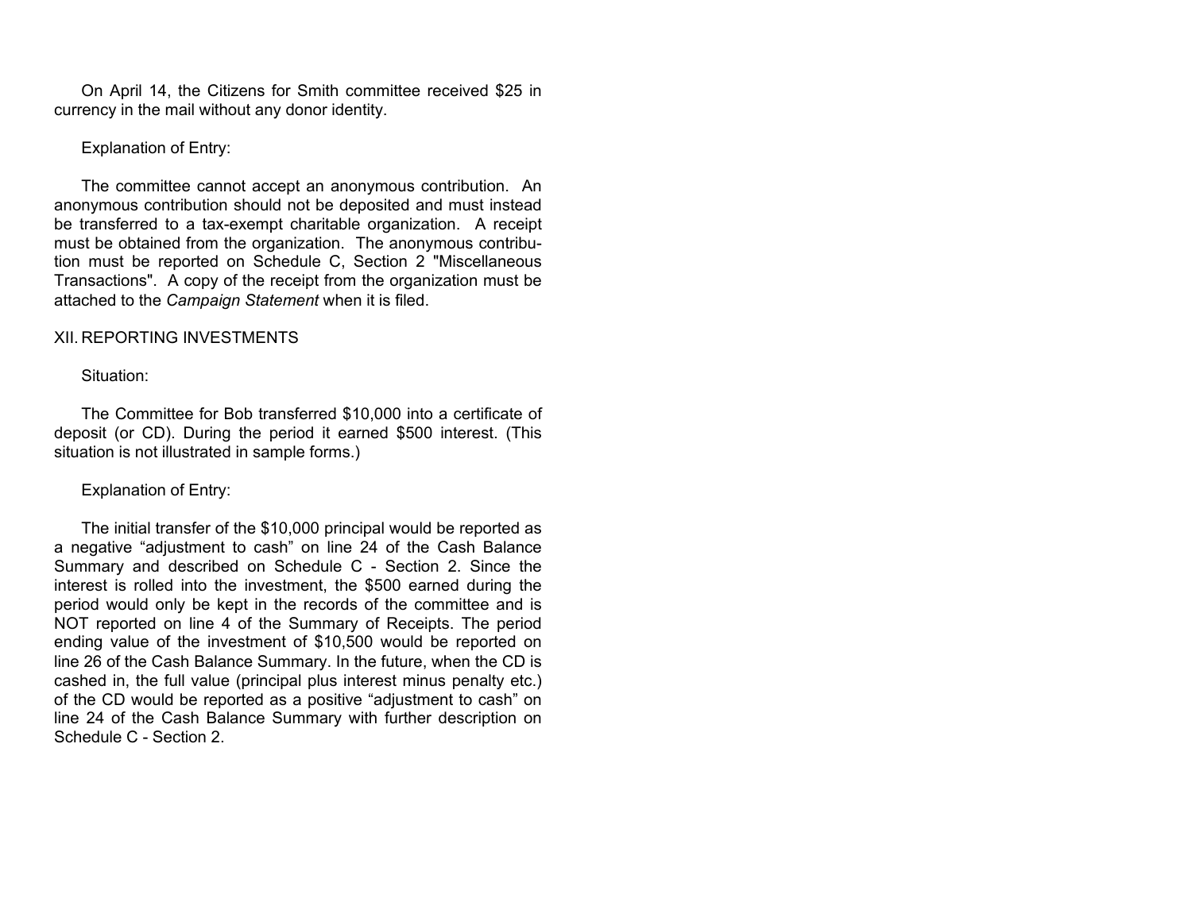On April 14, the Citizens for Smith committee received $25 in currency in the mail without any donor identity.

Explanation of Entry:

The committee cannot accept an anonymous contribution. An anonymous contribution should not be deposited and must instead be transferred to a tax-exempt charitable organization. A receipt must be obtained from the organization. The anonymous contribution must be reported on Schedule C, Section 2 "Miscellaneous Transactions". A copy of the receipt from the organization must be attached to the *Campaign Statement* when it is filed.

## XII. REPORTING INVESTMENTS

Situation:

The Committee for Bob transferred $10,000 into a certificate of deposit (or CD). During the period it earned $500 interest. (This situation is not illustrated in sample forms.)

Explanation of Entry:

The initial transfer of the $10,000 principal would be reported as a negative "adjustment to cash" on line 24 of the Cash Balance Summary and described on Schedule C - Section 2. Since the interest is rolled into the investment, the $500 earned during the period would only be kept in the records of the committee and is NOT reported on line 4 of the Summary of Receipts. The period ending value of the investment of $10,500 would be reported on line 26 of the Cash Balance Summary. In the future, when the CD is cashed in, the full value (principal plus interest minus penalty etc.) of the CD would be reported as a positive "adjustment to cash" on line 24 of the Cash Balance Summary with further description on Schedule C - Section 2.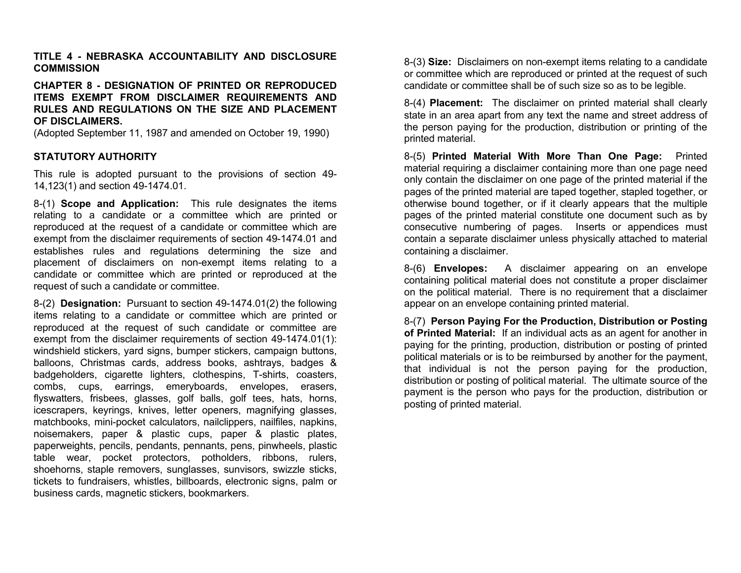**TITLE 4 - NEBRASKA ACCOUNTABILITY AND DISCLOSURE COMMISSION**

**CHAPTER 8 - DESIGNATION OF PRINTED OR REPRODUCED ITEMS EXEMPT FROM DISCLAIMER REQUIREMENTS AND RULES AND REGULATIONS ON THE SIZE AND PLACEMENT OF DISCLAIMERS.**

(Adopted September 11, 1987 and amended on October 19, 1990)

**STATUTORY AUTHORITY**

This rule is adopted pursuant to the provisions of section 49-14,123(1) and section 49-1474.01.

8-(1) **Scope and Application:** This rule designates the items relating to a candidate or a committee which are printed or reproduced at the request of a candidate or committee which are exempt from the disclaimer requirements of section 49-1474.01 and establishes rules and regulations determining the size and placement of disclaimers on non-exempt items relating to a candidate or committee which are printed or reproduced at the request of such a candidate or committee.

8-(2) **Designation:** Pursuant to section 49-1474.01(2) the following items relating to a candidate or committee which are printed or reproduced at the request of such candidate or committee are exempt from the disclaimer requirements of section 49-1474.01(1): windshield stickers, yard signs, bumper stickers, campaign buttons, balloons, Christmas cards, address books, ashtrays, badges & badgeholders, cigarette lighters, clothespins, T-shirts, coasters, combs, cups, earrings, emeryboards, envelopes, erasers, flyswatters, frisbees, glasses, golf balls, golf tees, hats, horns, icescrapers, keyrings, knives, letter openers, magnifying glasses, matchbooks, mini-pocket calculators, nailclippers, nailfiles, napkins, noisemakers, paper & plastic cups, paper & plastic plates, paperweights, pencils, pendants, pennants, pens, pinwheels, plastic table wear, pocket protectors, potholders, ribbons, rulers, shoehorns, staple removers, sunglasses, sunvisors, swizzle sticks, tickets to fundraisers, whistles, billboards, electronic signs, palm or business cards, magnetic stickers, bookmarkers.

8-(3) **Size:** Disclaimers on non-exempt items relating to a candidate or committee which are reproduced or printed at the request of such candidate or committee shall be of such size so as to be legible.

8-(4) **Placement:** The disclaimer on printed material shall clearly state in an area apart from any text the name and street address of the person paying for the production, distribution or printing of the printed material.

8-(5) **Printed Material With More Than One Page:** Printed material requiring a disclaimer containing more than one page need only contain the disclaimer on one page of the printed material if the pages of the printed material are taped together, stapled together, or otherwise bound together, or if it clearly appears that the multiple pages of the printed material constitute one document such as by consecutive numbering of pages. Inserts or appendices must contain a separate disclaimer unless physically attached to material containing a disclaimer.

8-(6) **Envelopes:** A disclaimer appearing on an envelope containing political material does not constitute a proper disclaimer on the political material. There is no requirement that a disclaimer appear on an envelope containing printed material.

8-(7) **Person Paying For the Production, Distribution or Posting of Printed Material:** If an individual acts as an agent for another in paying for the printing, production, distribution or posting of printed political materials or is to be reimbursed by another for the payment, that individual is not the person paying for the production, distribution or posting of political material. The ultimate source of the payment is the person who pays for the production, distribution or posting of printed material.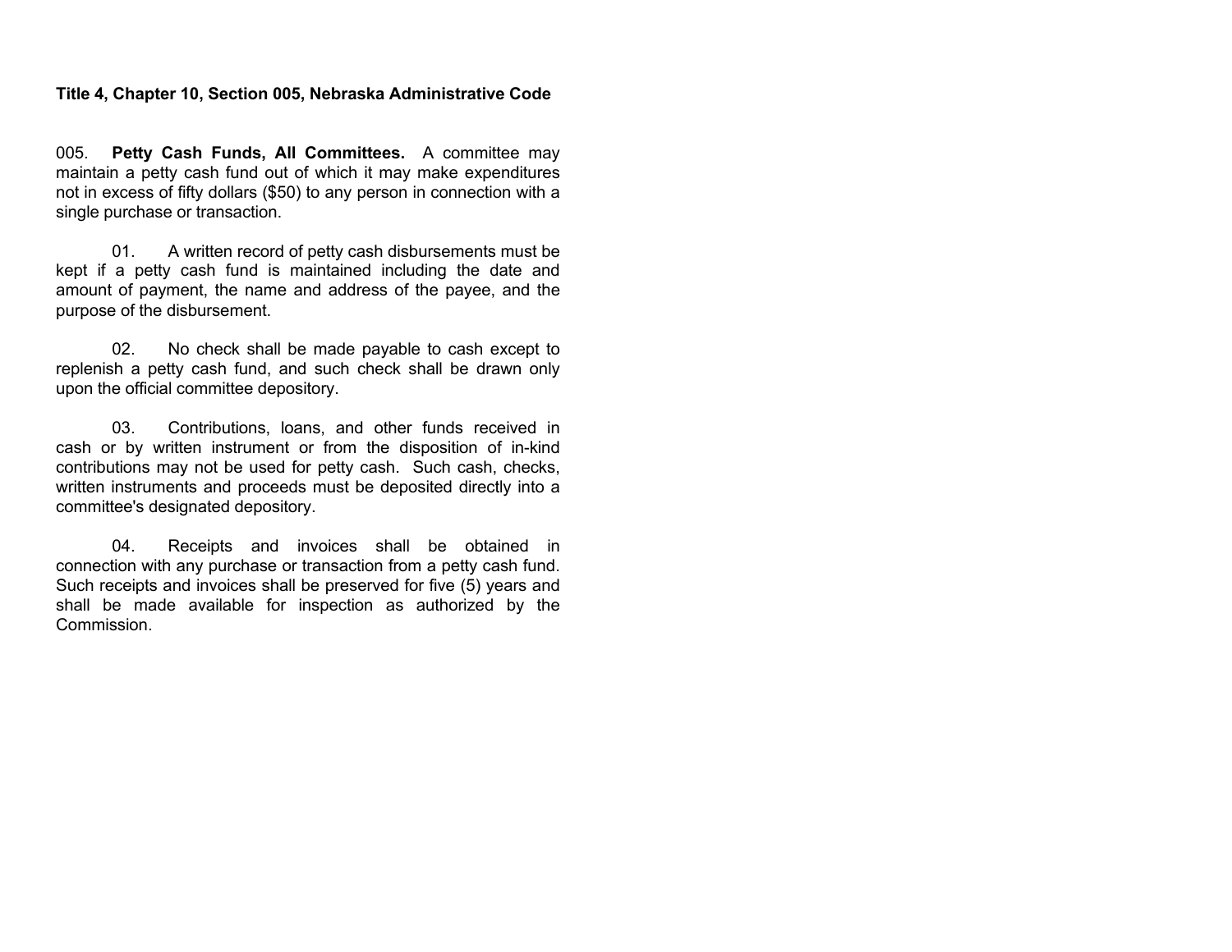**Title 4, Chapter 10, Section 005, Nebraska Administrative Code**

005. **Petty Cash Funds, All Committees.** A committee may maintain a petty cash fund out of which it may make expenditures not in excess of fifty dollars ($50) to any person in connection with a single purchase or transaction.

01. A written record of petty cash disbursements must be kept if a petty cash fund is maintained including the date and amount of payment, the name and address of the payee, and the purpose of the disbursement.

02. No check shall be made payable to cash except to replenish a petty cash fund, and such check shall be drawn only upon the official committee depository.

03. Contributions, loans, and other funds received in cash or by written instrument or from the disposition of in-kind contributions may not be used for petty cash. Such cash, checks, written instruments and proceeds must be deposited directly into a committee's designated depository.

04. Receipts and invoices shall be obtained in connection with any purchase or transaction from a petty cash fund. Such receipts and invoices shall be preserved for five (5) years and shall be made available for inspection as authorized by the Commission.